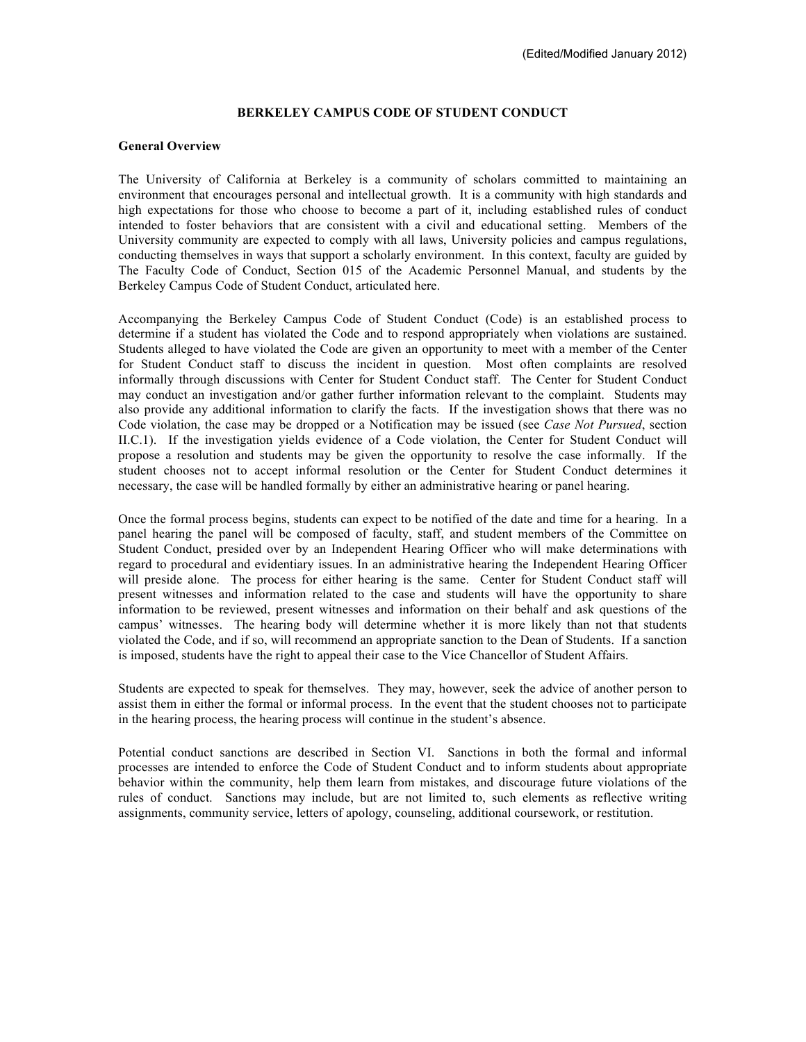(Edited/Modified January 2012)

# BERKELEY CAMPUS CODE OF STUDENT CONDUCT

## General Overview

The University of California at Berkeley is a community of scholars committed to maintaining an environment that encourages personal and intellectual growth. It is a community with high standards and high expectations for those who choose to become a part of it, including established rules of conduct intended to foster behaviors that are consistent with a civil and educational setting. Members of the University community are expected to comply with all laws, University policies and campus regulations, conducting themselves in ways that support a scholarly environment. In this context, faculty are guided by The Faculty Code of Conduct, Section 015 of the Academic Personnel Manual, and students by the Berkeley Campus Code of Student Conduct, articulated here.

Accompanying the Berkeley Campus Code of Student Conduct (Code) is an established process to determine if a student has violated the Code and to respond appropriately when violations are sustained. Students alleged to have violated the Code are given an opportunity to meet with a member of the Center for Student Conduct staff to discuss the incident in question. Most often complaints are resolved informally through discussions with Center for Student Conduct staff. The Center for Student Conduct may conduct an investigation and/or gather further information relevant to the complaint. Students may also provide any additional information to clarify the facts. If the investigation shows that there was no Code violation, the case may be dropped or a Notification may be issued (see *Case Not Pursued*, section II.C.1). If the investigation yields evidence of a Code violation, the Center for Student Conduct will propose a resolution and students may be given the opportunity to resolve the case informally. If the student chooses not to accept informal resolution or the Center for Student Conduct determines it necessary, the case will be handled formally by either an administrative hearing or panel hearing.

Once the formal process begins, students can expect to be notified of the date and time for a hearing. In a panel hearing the panel will be composed of faculty, staff, and student members of the Committee on Student Conduct, presided over by an Independent Hearing Officer who will make determinations with regard to procedural and evidentiary issues. In an administrative hearing the Independent Hearing Officer will preside alone. The process for either hearing is the same. Center for Student Conduct staff will present witnesses and information related to the case and students will have the opportunity to share information to be reviewed, present witnesses and information on their behalf and ask questions of the campus' witnesses. The hearing body will determine whether it is more likely than not that students violated the Code, and if so, will recommend an appropriate sanction to the Dean of Students. If a sanction is imposed, students have the right to appeal their case to the Vice Chancellor of Student Affairs.

Students are expected to speak for themselves. They may, however, seek the advice of another person to assist them in either the formal or informal process. In the event that the student chooses not to participate in the hearing process, the hearing process will continue in the student's absence.

Potential conduct sanctions are described in Section VI. Sanctions in both the formal and informal processes are intended to enforce the Code of Student Conduct and to inform students about appropriate behavior within the community, help them learn from mistakes, and discourage future violations of the rules of conduct. Sanctions may include, but are not limited to, such elements as reflective writing assignments, community service, letters of apology, counseling, additional coursework, or restitution.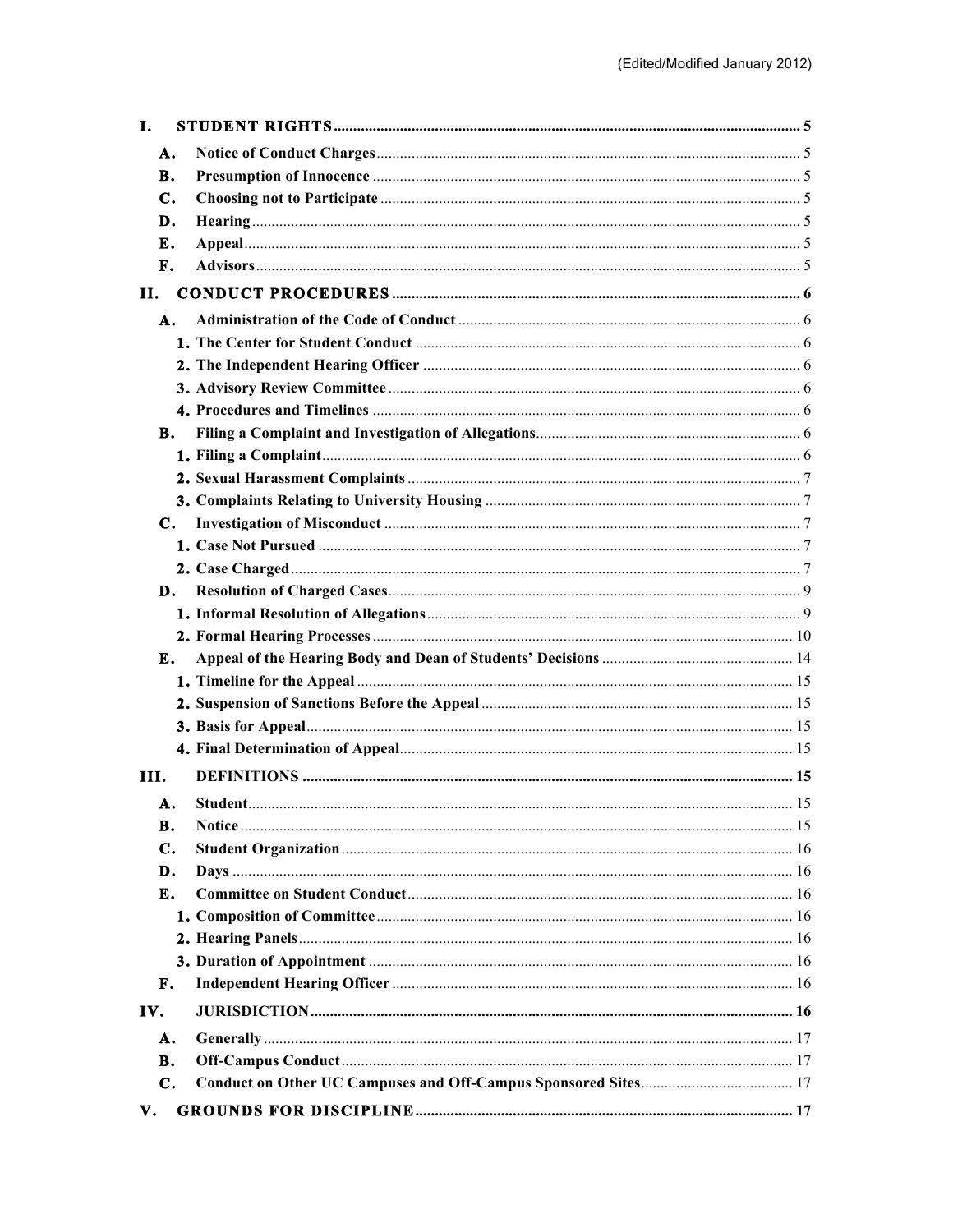(Edited/Modified January 2012)

- **I. STUDENT RIGHTS** ..... 5
  - **A. Notice of Conduct Charges** ..... 5
  - **B. Presumption of Innocence** ..... 5
  - **C. Choosing not to Participate** ..... 5
  - **D. Hearing** ..... 5
  - **E. Appeal** ..... 5
  - **F. Advisors** ..... 5
- **II. CONDUCT PROCEDURES** ..... 6
  - **A. Administration of the Code of Conduct** ..... 6
    - **1. The Center for Student Conduct** ..... 6
    - **2. The Independent Hearing Officer** ..... 6
    - **3. Advisory Review Committee** ..... 6
    - **4. Procedures and Timelines** ..... 6
  - **B. Filing a Complaint and Investigation of Allegations** ..... 6
    - **1. Filing a Complaint** ..... 6
    - **2. Sexual Harassment Complaints** ..... 7
    - **3. Complaints Relating to University Housing** ..... 7
  - **C. Investigation of Misconduct** ..... 7
    - **1. Case Not Pursued** ..... 7
    - **2. Case Charged** ..... 7
  - **D. Resolution of Charged Cases** ..... 9
    - **1. Informal Resolution of Allegations** ..... 9
    - **2. Formal Hearing Processes** ..... 10
  - **E. Appeal of the Hearing Body and Dean of Students' Decisions** ..... 14
    - **1. Timeline for the Appeal** ..... 15
    - **2. Suspension of Sanctions Before the Appeal** ..... 15
    - **3. Basis for Appeal** ..... 15
    - **4. Final Determination of Appeal** ..... 15
- **III. DEFINITIONS** ..... 15
  - **A. Student** ..... 15
  - **B. Notice** ..... 15
  - **C. Student Organization** ..... 16
  - **D. Days** ..... 16
  - **E. Committee on Student Conduct** ..... 16
    - **1. Composition of Committee** ..... 16
    - **2. Hearing Panels** ..... 16
    - **3. Duration of Appointment** ..... 16
  - **F. Independent Hearing Officer** ..... 16
- **IV. JURISDICTION** ..... 16
  - **A. Generally** ..... 17
  - **B. Off-Campus Conduct** ..... 17
  - **C. Conduct on Other UC Campuses and Off-Campus Sponsored Sites** ..... 17
- **V. GROUNDS FOR DISCIPLINE** ..... 17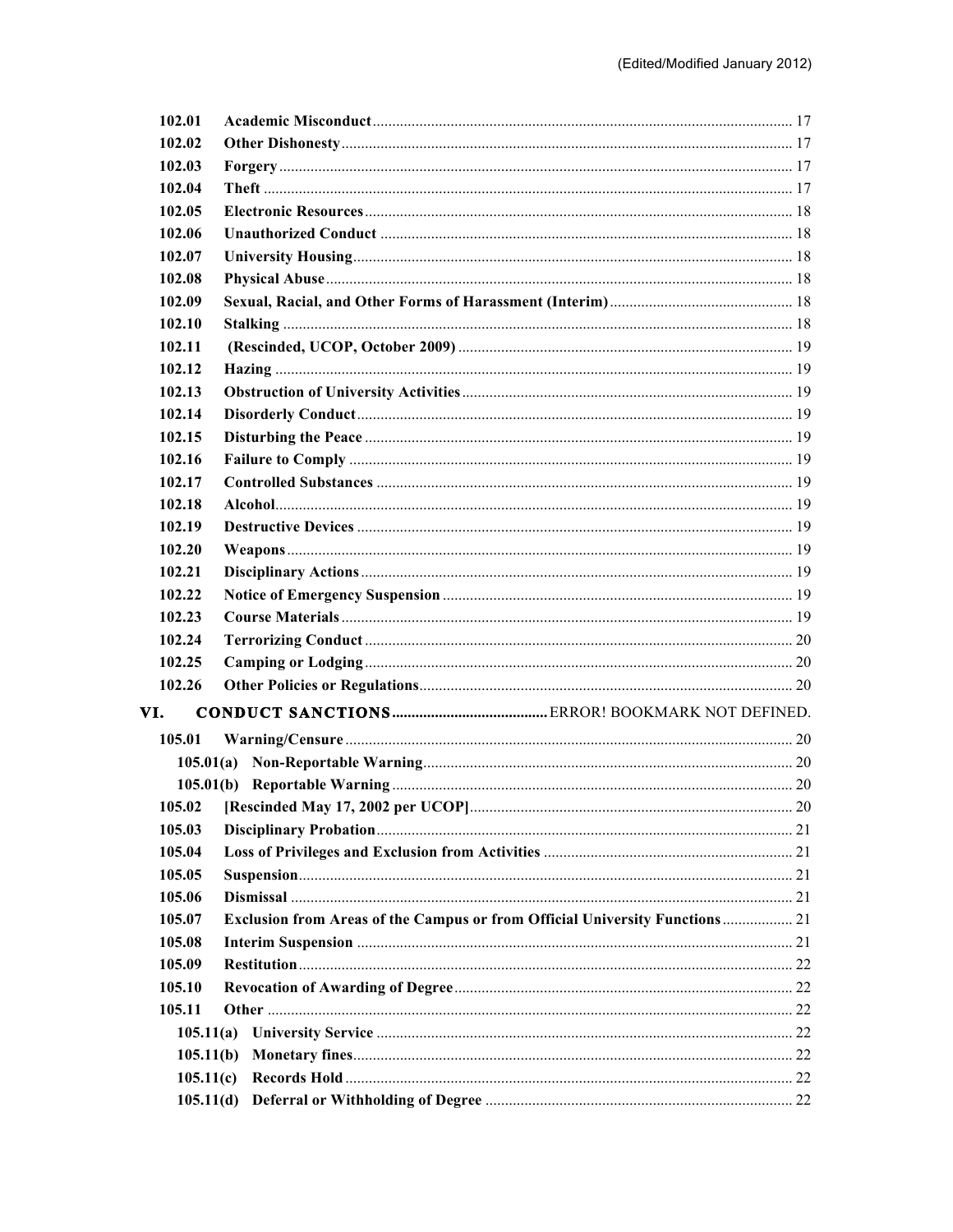| | | |
|---|---|---|
| 102.01 | **Academic Misconduct** | 17 |
| 102.02 | **Other Dishonesty** | 17 |
| 102.03 | **Forgery** | 17 |
| 102.04 | **Theft** | 17 |
| 102.05 | **Electronic Resources** | 18 |
| 102.06 | **Unauthorized Conduct** | 18 |
| 102.07 | **University Housing** | 18 |
| 102.08 | **Physical Abuse** | 18 |
| 102.09 | **Sexual, Racial, and Other Forms of Harassment (Interim)** | 18 |
| 102.10 | **Stalking** | 18 |
| 102.11 | **(Rescinded, UCOP, October 2009)** | 19 |
| 102.12 | **Hazing** | 19 |
| 102.13 | **Obstruction of University Activities** | 19 |
| 102.14 | **Disorderly Conduct** | 19 |
| 102.15 | **Disturbing the Peace** | 19 |
| 102.16 | **Failure to Comply** | 19 |
| 102.17 | **Controlled Substances** | 19 |
| 102.18 | **Alcohol** | 19 |
| 102.19 | **Destructive Devices** | 19 |
| 102.20 | **Weapons** | 19 |
| 102.21 | **Disciplinary Actions** | 19 |
| 102.22 | **Notice of Emergency Suspension** | 19 |
| 102.23 | **Course Materials** | 19 |
| 102.24 | **Terrorizing Conduct** | 20 |
| 102.25 | **Camping or Lodging** | 20 |
| 102.26 | **Other Policies or Regulations** | 20 |
| **VI.** | **CONDUCT SANCTIONS** | ERROR! BOOKMARK NOT DEFINED. |
| 105.01 | **Warning/Censure** | 20 |
| 105.01(a) | **Non-Reportable Warning** | 20 |
| 105.01(b) | **Reportable Warning** | 20 |
| 105.02 | **[Rescinded May 17, 2002 per UCOP]** | 20 |
| 105.03 | **Disciplinary Probation** | 21 |
| 105.04 | **Loss of Privileges and Exclusion from Activities** | 21 |
| 105.05 | **Suspension** | 21 |
| 105.06 | **Dismissal** | 21 |
| 105.07 | **Exclusion from Areas of the Campus or from Official University Functions** | 21 |
| 105.08 | **Interim Suspension** | 21 |
| 105.09 | **Restitution** | 22 |
| 105.10 | **Revocation of Awarding of Degree** | 22 |
| 105.11 | **Other** | 22 |
| 105.11(a) | **University Service** | 22 |
| 105.11(b) | **Monetary fines** | 22 |
| 105.11(c) | **Records Hold** | 22 |
| 105.11(d) | **Deferral or Withholding of Degree** | 22 |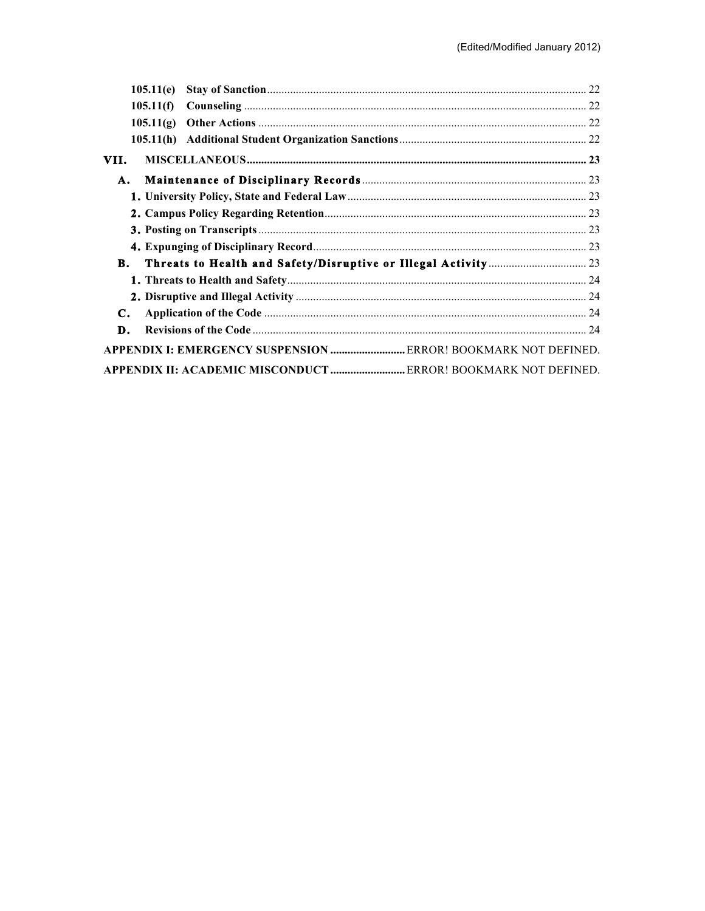105.11(e) Stay of Sanction ........ 22
105.11(f) Counseling ........ 22
105.11(g) Other Actions ........ 22
105.11(h) Additional Student Organization Sanctions ........ 22

**VII. MISCELLANEOUS ........ 23**

**A. Maintenance of Disciplinary Records** ........ 23
1. University Policy, State and Federal Law ........ 23
2. Campus Policy Regarding Retention ........ 23
3. Posting on Transcripts ........ 23
4. Expunging of Disciplinary Record ........ 23

**B. Threats to Health and Safety/Disruptive or Illegal Activity** ........ 23
1. Threats to Health and Safety ........ 24
2. Disruptive and Illegal Activity ........ 24

**C. Application of the Code** ........ 24

**D. Revisions of the Code** ........ 24

**APPENDIX I: EMERGENCY SUSPENSION** ........ ERROR! BOOKMARK NOT DEFINED.

**APPENDIX II: ACADEMIC MISCONDUCT** ........ ERROR! BOOKMARK NOT DEFINED.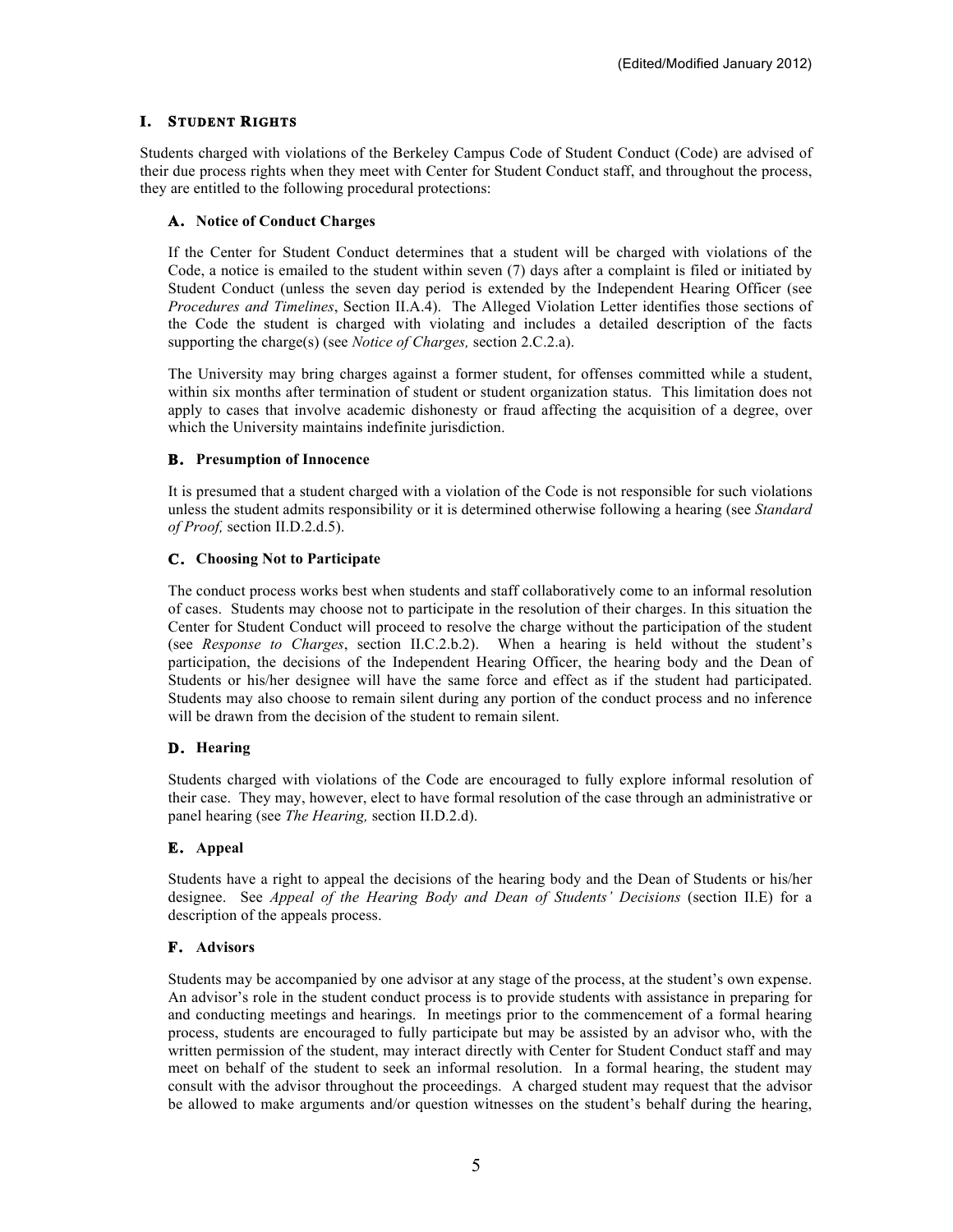(Edited/Modified January 2012)

# I. Student Rights

Students charged with violations of the Berkeley Campus Code of Student Conduct (Code) are advised of their due process rights when they meet with Center for Student Conduct staff, and throughout the process, they are entitled to the following procedural protections:

## A. Notice of Conduct Charges

If the Center for Student Conduct determines that a student will be charged with violations of the Code, a notice is emailed to the student within seven (7) days after a complaint is filed or initiated by Student Conduct (unless the seven day period is extended by the Independent Hearing Officer (see *Procedures and Timelines*, Section II.A.4). The Alleged Violation Letter identifies those sections of the Code the student is charged with violating and includes a detailed description of the facts supporting the charge(s) (see *Notice of Charges,* section 2.C.2.a).

The University may bring charges against a former student, for offenses committed while a student, within six months after termination of student or student organization status. This limitation does not apply to cases that involve academic dishonesty or fraud affecting the acquisition of a degree, over which the University maintains indefinite jurisdiction.

## B. Presumption of Innocence

It is presumed that a student charged with a violation of the Code is not responsible for such violations unless the student admits responsibility or it is determined otherwise following a hearing (see *Standard of Proof,* section II.D.2.d.5).

## C. Choosing Not to Participate

The conduct process works best when students and staff collaboratively come to an informal resolution of cases. Students may choose not to participate in the resolution of their charges. In this situation the Center for Student Conduct will proceed to resolve the charge without the participation of the student (see *Response to Charges*, section II.C.2.b.2). When a hearing is held without the student's participation, the decisions of the Independent Hearing Officer, the hearing body and the Dean of Students or his/her designee will have the same force and effect as if the student had participated. Students may also choose to remain silent during any portion of the conduct process and no inference will be drawn from the decision of the student to remain silent.

## D. Hearing

Students charged with violations of the Code are encouraged to fully explore informal resolution of their case. They may, however, elect to have formal resolution of the case through an administrative or panel hearing (see *The Hearing,* section II.D.2.d).

## E. Appeal

Students have a right to appeal the decisions of the hearing body and the Dean of Students or his/her designee. See *Appeal of the Hearing Body and Dean of Students' Decisions* (section II.E) for a description of the appeals process.

## F. Advisors

Students may be accompanied by one advisor at any stage of the process, at the student's own expense. An advisor's role in the student conduct process is to provide students with assistance in preparing for and conducting meetings and hearings. In meetings prior to the commencement of a formal hearing process, students are encouraged to fully participate but may be assisted by an advisor who, with the written permission of the student, may interact directly with Center for Student Conduct staff and may meet on behalf of the student to seek an informal resolution. In a formal hearing, the student may consult with the advisor throughout the proceedings. A charged student may request that the advisor be allowed to make arguments and/or question witnesses on the student's behalf during the hearing,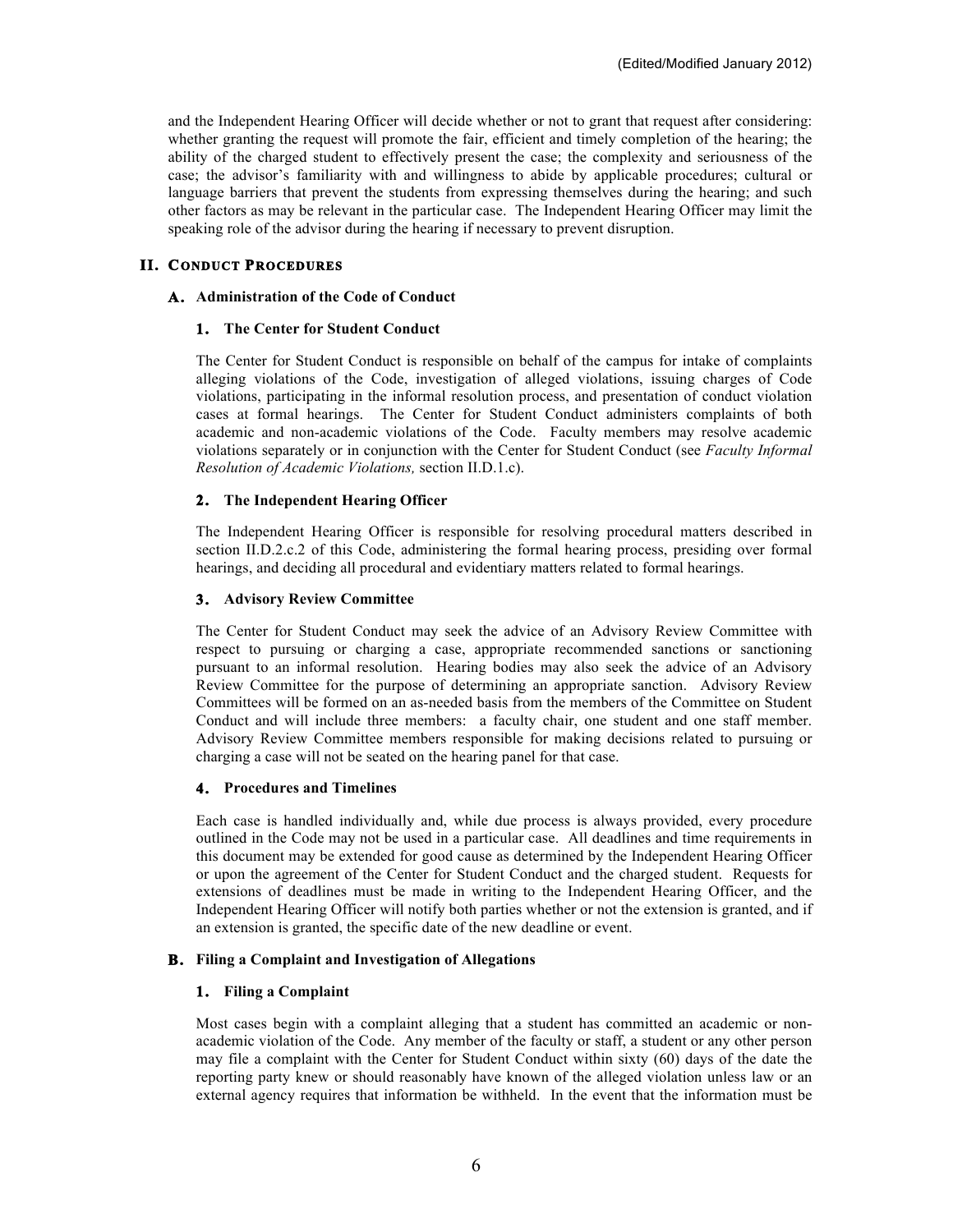and the Independent Hearing Officer will decide whether or not to grant that request after considering: whether granting the request will promote the fair, efficient and timely completion of the hearing; the ability of the charged student to effectively present the case; the complexity and seriousness of the case; the advisor's familiarity with and willingness to abide by applicable procedures; cultural or language barriers that prevent the students from expressing themselves during the hearing; and such other factors as may be relevant in the particular case. The Independent Hearing Officer may limit the speaking role of the advisor during the hearing if necessary to prevent disruption.

## II. CONDUCT PROCEDURES

### A. Administration of the Code of Conduct

#### 1. The Center for Student Conduct

The Center for Student Conduct is responsible on behalf of the campus for intake of complaints alleging violations of the Code, investigation of alleged violations, issuing charges of Code violations, participating in the informal resolution process, and presentation of conduct violation cases at formal hearings. The Center for Student Conduct administers complaints of both academic and non-academic violations of the Code. Faculty members may resolve academic violations separately or in conjunction with the Center for Student Conduct (see *Faculty Informal Resolution of Academic Violations,* section II.D.1.c).

#### 2. The Independent Hearing Officer

The Independent Hearing Officer is responsible for resolving procedural matters described in section II.D.2.c.2 of this Code, administering the formal hearing process, presiding over formal hearings, and deciding all procedural and evidentiary matters related to formal hearings.

#### 3. Advisory Review Committee

The Center for Student Conduct may seek the advice of an Advisory Review Committee with respect to pursuing or charging a case, appropriate recommended sanctions or sanctioning pursuant to an informal resolution. Hearing bodies may also seek the advice of an Advisory Review Committee for the purpose of determining an appropriate sanction. Advisory Review Committees will be formed on an as-needed basis from the members of the Committee on Student Conduct and will include three members: a faculty chair, one student and one staff member. Advisory Review Committee members responsible for making decisions related to pursuing or charging a case will not be seated on the hearing panel for that case.

#### 4. Procedures and Timelines

Each case is handled individually and, while due process is always provided, every procedure outlined in the Code may not be used in a particular case. All deadlines and time requirements in this document may be extended for good cause as determined by the Independent Hearing Officer or upon the agreement of the Center for Student Conduct and the charged student. Requests for extensions of deadlines must be made in writing to the Independent Hearing Officer, and the Independent Hearing Officer will notify both parties whether or not the extension is granted, and if an extension is granted, the specific date of the new deadline or event.

### B. Filing a Complaint and Investigation of Allegations

#### 1. Filing a Complaint

Most cases begin with a complaint alleging that a student has committed an academic or non-academic violation of the Code. Any member of the faculty or staff, a student or any other person may file a complaint with the Center for Student Conduct within sixty (60) days of the date the reporting party knew or should reasonably have known of the alleged violation unless law or an external agency requires that information be withheld. In the event that the information must be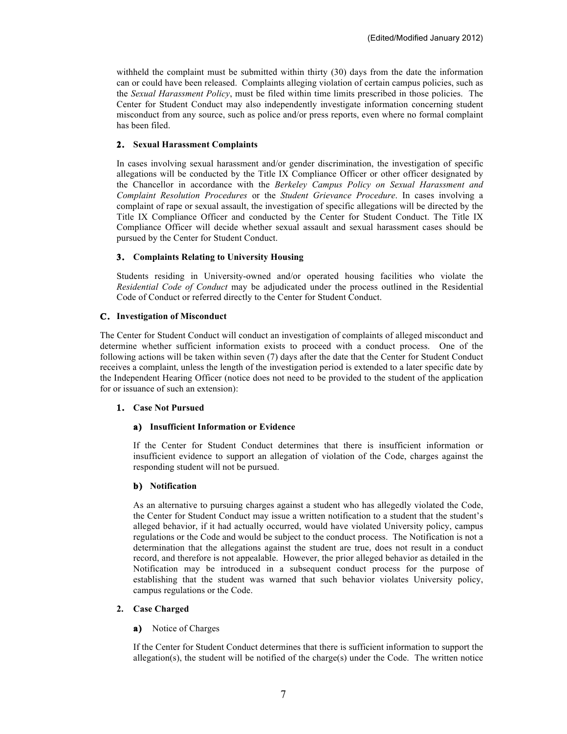withheld the complaint must be submitted within thirty (30) days from the date the information can or could have been released. Complaints alleging violation of certain campus policies, such as the *Sexual Harassment Policy*, must be filed within time limits prescribed in those policies. The Center for Student Conduct may also independently investigate information concerning student misconduct from any source, such as police and/or press reports, even where no formal complaint has been filed.

#### 2. Sexual Harassment Complaints

In cases involving sexual harassment and/or gender discrimination, the investigation of specific allegations will be conducted by the Title IX Compliance Officer or other officer designated by the Chancellor in accordance with the *Berkeley Campus Policy on Sexual Harassment and Complaint Resolution Procedures* or the *Student Grievance Procedure*. In cases involving a complaint of rape or sexual assault, the investigation of specific allegations will be directed by the Title IX Compliance Officer and conducted by the Center for Student Conduct. The Title IX Compliance Officer will decide whether sexual assault and sexual harassment cases should be pursued by the Center for Student Conduct.

#### 3. Complaints Relating to University Housing

Students residing in University-owned and/or operated housing facilities who violate the *Residential Code of Conduct* may be adjudicated under the process outlined in the Residential Code of Conduct or referred directly to the Center for Student Conduct.

### C. Investigation of Misconduct

The Center for Student Conduct will conduct an investigation of complaints of alleged misconduct and determine whether sufficient information exists to proceed with a conduct process. One of the following actions will be taken within seven (7) days after the date that the Center for Student Conduct receives a complaint, unless the length of the investigation period is extended to a later specific date by the Independent Hearing Officer (notice does not need to be provided to the student of the application for or issuance of such an extension):

#### 1. Case Not Pursued

##### a) Insufficient Information or Evidence

If the Center for Student Conduct determines that there is insufficient information or insufficient evidence to support an allegation of violation of the Code, charges against the responding student will not be pursued.

##### b) Notification

As an alternative to pursuing charges against a student who has allegedly violated the Code, the Center for Student Conduct may issue a written notification to a student that the student's alleged behavior, if it had actually occurred, would have violated University policy, campus regulations or the Code and would be subject to the conduct process. The Notification is not a determination that the allegations against the student are true, does not result in a conduct record, and therefore is not appealable. However, the prior alleged behavior as detailed in the Notification may be introduced in a subsequent conduct process for the purpose of establishing that the student was warned that such behavior violates University policy, campus regulations or the Code.

#### 2. Case Charged

**a)** Notice of Charges

If the Center for Student Conduct determines that there is sufficient information to support the allegation(s), the student will be notified of the charge(s) under the Code. The written notice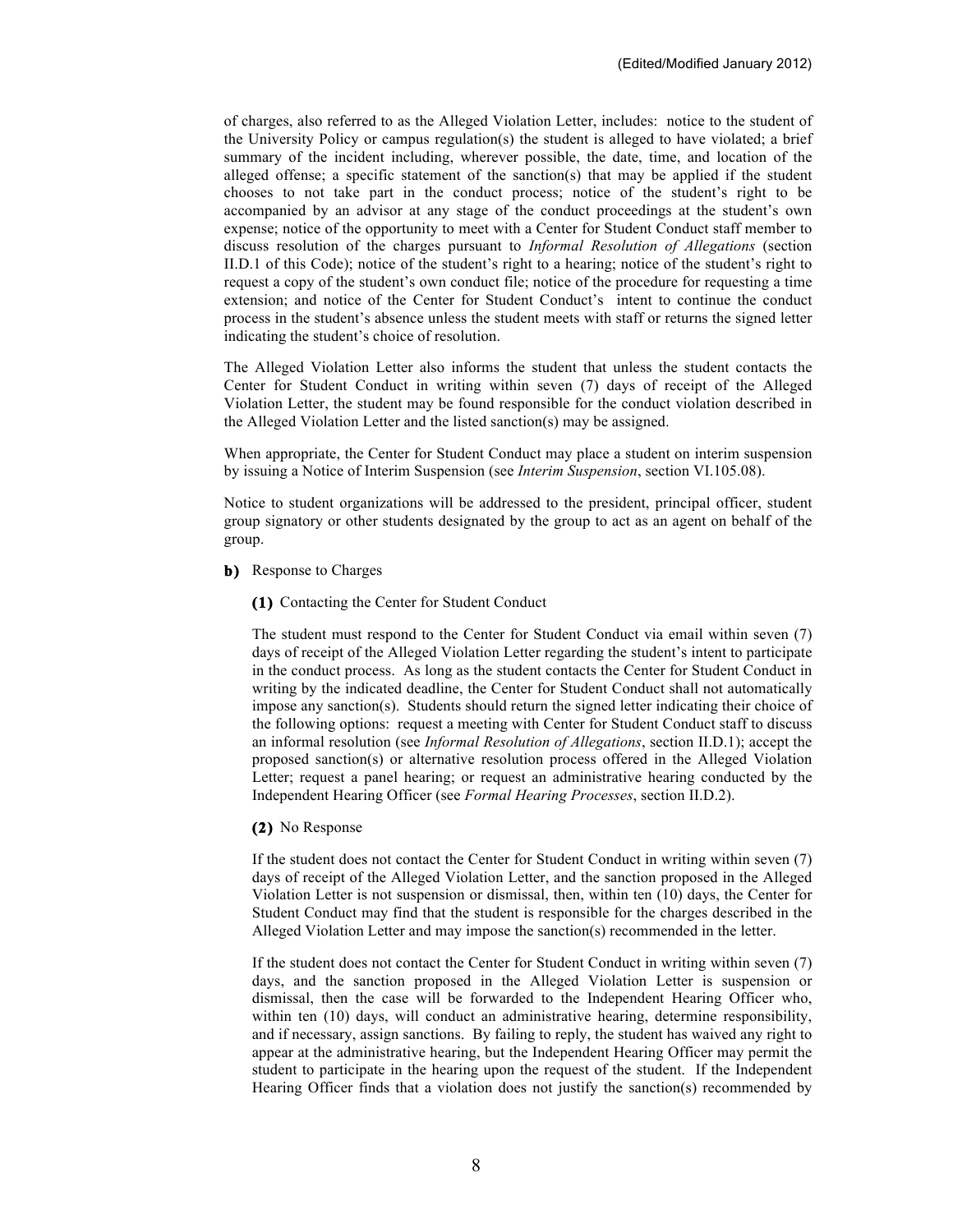of charges, also referred to as the Alleged Violation Letter, includes: notice to the student of the University Policy or campus regulation(s) the student is alleged to have violated; a brief summary of the incident including, wherever possible, the date, time, and location of the alleged offense; a specific statement of the sanction(s) that may be applied if the student chooses to not take part in the conduct process; notice of the student's right to be accompanied by an advisor at any stage of the conduct proceedings at the student's own expense; notice of the opportunity to meet with a Center for Student Conduct staff member to discuss resolution of the charges pursuant to *Informal Resolution of Allegations* (section II.D.1 of this Code); notice of the student's right to a hearing; notice of the student's right to request a copy of the student's own conduct file; notice of the procedure for requesting a time extension; and notice of the Center for Student Conduct's intent to continue the conduct process in the student's absence unless the student meets with staff or returns the signed letter indicating the student's choice of resolution.

The Alleged Violation Letter also informs the student that unless the student contacts the Center for Student Conduct in writing within seven (7) days of receipt of the Alleged Violation Letter, the student may be found responsible for the conduct violation described in the Alleged Violation Letter and the listed sanction(s) may be assigned.

When appropriate, the Center for Student Conduct may place a student on interim suspension by issuing a Notice of Interim Suspension (see *Interim Suspension*, section VI.105.08).

Notice to student organizations will be addressed to the president, principal officer, student group signatory or other students designated by the group to act as an agent on behalf of the group.

**b)** Response to Charges

**(1)** Contacting the Center for Student Conduct

The student must respond to the Center for Student Conduct via email within seven (7) days of receipt of the Alleged Violation Letter regarding the student's intent to participate in the conduct process. As long as the student contacts the Center for Student Conduct in writing by the indicated deadline, the Center for Student Conduct shall not automatically impose any sanction(s). Students should return the signed letter indicating their choice of the following options: request a meeting with Center for Student Conduct staff to discuss an informal resolution (see *Informal Resolution of Allegations*, section II.D.1); accept the proposed sanction(s) or alternative resolution process offered in the Alleged Violation Letter; request a panel hearing; or request an administrative hearing conducted by the Independent Hearing Officer (see *Formal Hearing Processes*, section II.D.2).

**(2)** No Response

If the student does not contact the Center for Student Conduct in writing within seven (7) days of receipt of the Alleged Violation Letter, and the sanction proposed in the Alleged Violation Letter is not suspension or dismissal, then, within ten (10) days, the Center for Student Conduct may find that the student is responsible for the charges described in the Alleged Violation Letter and may impose the sanction(s) recommended in the letter.

If the student does not contact the Center for Student Conduct in writing within seven (7) days, and the sanction proposed in the Alleged Violation Letter is suspension or dismissal, then the case will be forwarded to the Independent Hearing Officer who, within ten (10) days, will conduct an administrative hearing, determine responsibility, and if necessary, assign sanctions. By failing to reply, the student has waived any right to appear at the administrative hearing, but the Independent Hearing Officer may permit the student to participate in the hearing upon the request of the student. If the Independent Hearing Officer finds that a violation does not justify the sanction(s) recommended by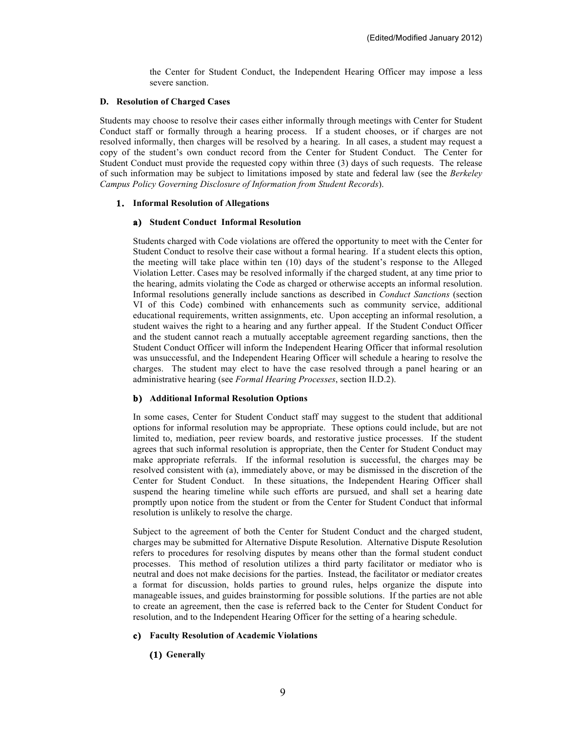the Center for Student Conduct, the Independent Hearing Officer may impose a less severe sanction.

### D. Resolution of Charged Cases

Students may choose to resolve their cases either informally through meetings with Center for Student Conduct staff or formally through a hearing process. If a student chooses, or if charges are not resolved informally, then charges will be resolved by a hearing. In all cases, a student may request a copy of the student's own conduct record from the Center for Student Conduct. The Center for Student Conduct must provide the requested copy within three (3) days of such requests. The release of such information may be subject to limitations imposed by state and federal law (see the *Berkeley Campus Policy Governing Disclosure of Information from Student Records*).

#### 1. Informal Resolution of Allegations

##### a) Student Conduct Informal Resolution

Students charged with Code violations are offered the opportunity to meet with the Center for Student Conduct to resolve their case without a formal hearing. If a student elects this option, the meeting will take place within ten (10) days of the student's response to the Alleged Violation Letter. Cases may be resolved informally if the charged student, at any time prior to the hearing, admits violating the Code as charged or otherwise accepts an informal resolution. Informal resolutions generally include sanctions as described in *Conduct Sanctions* (section VI of this Code) combined with enhancements such as community service, additional educational requirements, written assignments, etc. Upon accepting an informal resolution, a student waives the right to a hearing and any further appeal. If the Student Conduct Officer and the student cannot reach a mutually acceptable agreement regarding sanctions, then the Student Conduct Officer will inform the Independent Hearing Officer that informal resolution was unsuccessful, and the Independent Hearing Officer will schedule a hearing to resolve the charges. The student may elect to have the case resolved through a panel hearing or an administrative hearing (see *Formal Hearing Processes*, section II.D.2).

##### b) Additional Informal Resolution Options

In some cases, Center for Student Conduct staff may suggest to the student that additional options for informal resolution may be appropriate. These options could include, but are not limited to, mediation, peer review boards, and restorative justice processes. If the student agrees that such informal resolution is appropriate, then the Center for Student Conduct may make appropriate referrals. If the informal resolution is successful, the charges may be resolved consistent with (a), immediately above, or may be dismissed in the discretion of the Center for Student Conduct. In these situations, the Independent Hearing Officer shall suspend the hearing timeline while such efforts are pursued, and shall set a hearing date promptly upon notice from the student or from the Center for Student Conduct that informal resolution is unlikely to resolve the charge.

Subject to the agreement of both the Center for Student Conduct and the charged student, charges may be submitted for Alternative Dispute Resolution. Alternative Dispute Resolution refers to procedures for resolving disputes by means other than the formal student conduct processes. This method of resolution utilizes a third party facilitator or mediator who is neutral and does not make decisions for the parties. Instead, the facilitator or mediator creates a format for discussion, holds parties to ground rules, helps organize the dispute into manageable issues, and guides brainstorming for possible solutions. If the parties are not able to create an agreement, then the case is referred back to the Center for Student Conduct for resolution, and to the Independent Hearing Officer for the setting of a hearing schedule.

##### c) Faculty Resolution of Academic Violations

###### (1) Generally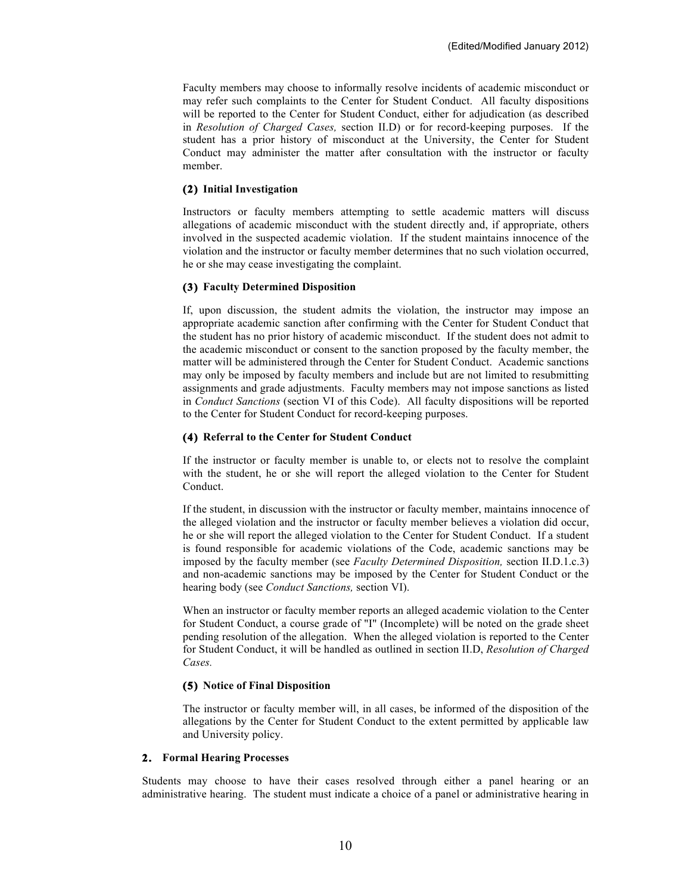Faculty members may choose to informally resolve incidents of academic misconduct or may refer such complaints to the Center for Student Conduct. All faculty dispositions will be reported to the Center for Student Conduct, either for adjudication (as described in *Resolution of Charged Cases,* section II.D) or for record-keeping purposes. If the student has a prior history of misconduct at the University, the Center for Student Conduct may administer the matter after consultation with the instructor or faculty member.

#### (2) Initial Investigation

Instructors or faculty members attempting to settle academic matters will discuss allegations of academic misconduct with the student directly and, if appropriate, others involved in the suspected academic violation. If the student maintains innocence of the violation and the instructor or faculty member determines that no such violation occurred, he or she may cease investigating the complaint.

#### (3) Faculty Determined Disposition

If, upon discussion, the student admits the violation, the instructor may impose an appropriate academic sanction after confirming with the Center for Student Conduct that the student has no prior history of academic misconduct. If the student does not admit to the academic misconduct or consent to the sanction proposed by the faculty member, the matter will be administered through the Center for Student Conduct. Academic sanctions may only be imposed by faculty members and include but are not limited to resubmitting assignments and grade adjustments. Faculty members may not impose sanctions as listed in *Conduct Sanctions* (section VI of this Code). All faculty dispositions will be reported to the Center for Student Conduct for record-keeping purposes.

#### (4) Referral to the Center for Student Conduct

If the instructor or faculty member is unable to, or elects not to resolve the complaint with the student, he or she will report the alleged violation to the Center for Student Conduct.

If the student, in discussion with the instructor or faculty member, maintains innocence of the alleged violation and the instructor or faculty member believes a violation did occur, he or she will report the alleged violation to the Center for Student Conduct. If a student is found responsible for academic violations of the Code, academic sanctions may be imposed by the faculty member (see *Faculty Determined Disposition,* section II.D.1.c.3) and non-academic sanctions may be imposed by the Center for Student Conduct or the hearing body (see *Conduct Sanctions,* section VI).

When an instructor or faculty member reports an alleged academic violation to the Center for Student Conduct, a course grade of "I" (Incomplete) will be noted on the grade sheet pending resolution of the allegation. When the alleged violation is reported to the Center for Student Conduct, it will be handled as outlined in section II.D, *Resolution of Charged Cases.*

#### (5) Notice of Final Disposition

The instructor or faculty member will, in all cases, be informed of the disposition of the allegations by the Center for Student Conduct to the extent permitted by applicable law and University policy.

### 2. Formal Hearing Processes

Students may choose to have their cases resolved through either a panel hearing or an administrative hearing. The student must indicate a choice of a panel or administrative hearing in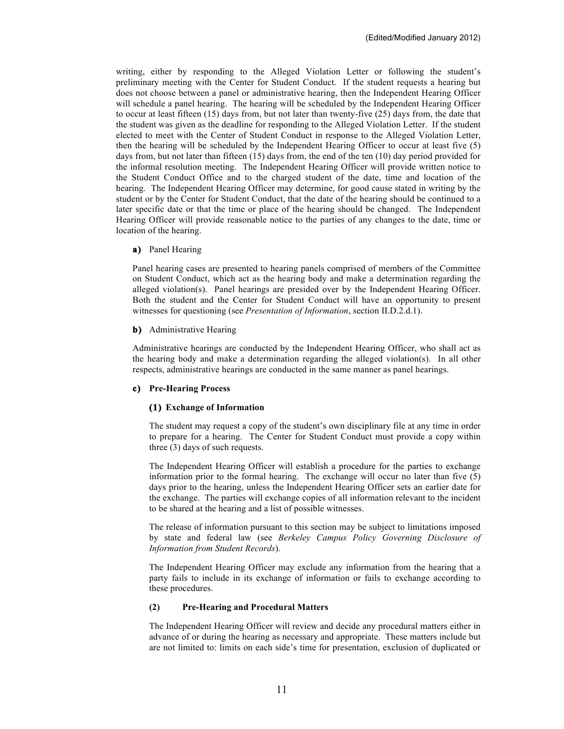writing, either by responding to the Alleged Violation Letter or following the student's preliminary meeting with the Center for Student Conduct. If the student requests a hearing but does not choose between a panel or administrative hearing, then the Independent Hearing Officer will schedule a panel hearing. The hearing will be scheduled by the Independent Hearing Officer to occur at least fifteen (15) days from, but not later than twenty-five (25) days from, the date that the student was given as the deadline for responding to the Alleged Violation Letter. If the student elected to meet with the Center of Student Conduct in response to the Alleged Violation Letter, then the hearing will be scheduled by the Independent Hearing Officer to occur at least five (5) days from, but not later than fifteen (15) days from, the end of the ten (10) day period provided for the informal resolution meeting. The Independent Hearing Officer will provide written notice to the Student Conduct Office and to the charged student of the date, time and location of the hearing. The Independent Hearing Officer may determine, for good cause stated in writing by the student or by the Center for Student Conduct, that the date of the hearing should be continued to a later specific date or that the time or place of the hearing should be changed. The Independent Hearing Officer will provide reasonable notice to the parties of any changes to the date, time or location of the hearing.

**a)** Panel Hearing

Panel hearing cases are presented to hearing panels comprised of members of the Committee on Student Conduct, which act as the hearing body and make a determination regarding the alleged violation(s). Panel hearings are presided over by the Independent Hearing Officer. Both the student and the Center for Student Conduct will have an opportunity to present witnesses for questioning (see *Presentation of Information*, section II.D.2.d.1).

**b)** Administrative Hearing

Administrative hearings are conducted by the Independent Hearing Officer, who shall act as the hearing body and make a determination regarding the alleged violation(s). In all other respects, administrative hearings are conducted in the same manner as panel hearings.

**c) Pre-Hearing Process**

**(1) Exchange of Information**

The student may request a copy of the student's own disciplinary file at any time in order to prepare for a hearing. The Center for Student Conduct must provide a copy within three (3) days of such requests.

The Independent Hearing Officer will establish a procedure for the parties to exchange information prior to the formal hearing. The exchange will occur no later than five (5) days prior to the hearing, unless the Independent Hearing Officer sets an earlier date for the exchange. The parties will exchange copies of all information relevant to the incident to be shared at the hearing and a list of possible witnesses.

The release of information pursuant to this section may be subject to limitations imposed by state and federal law (see *Berkeley Campus Policy Governing Disclosure of Information from Student Records*).

The Independent Hearing Officer may exclude any information from the hearing that a party fails to include in its exchange of information or fails to exchange according to these procedures.

**(2) Pre-Hearing and Procedural Matters**

The Independent Hearing Officer will review and decide any procedural matters either in advance of or during the hearing as necessary and appropriate. These matters include but are not limited to: limits on each side's time for presentation, exclusion of duplicated or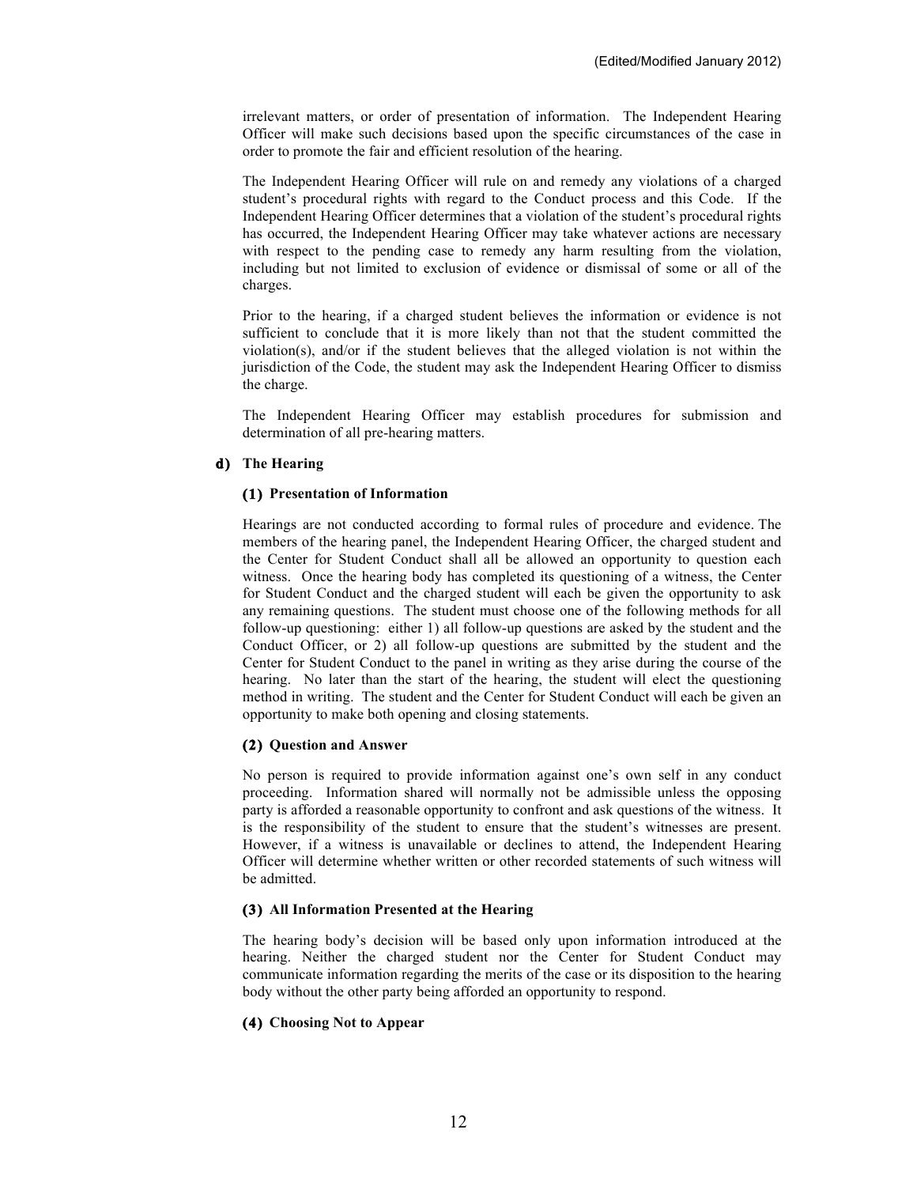irrelevant matters, or order of presentation of information. The Independent Hearing Officer will make such decisions based upon the specific circumstances of the case in order to promote the fair and efficient resolution of the hearing.

The Independent Hearing Officer will rule on and remedy any violations of a charged student's procedural rights with regard to the Conduct process and this Code. If the Independent Hearing Officer determines that a violation of the student's procedural rights has occurred, the Independent Hearing Officer may take whatever actions are necessary with respect to the pending case to remedy any harm resulting from the violation, including but not limited to exclusion of evidence or dismissal of some or all of the charges.

Prior to the hearing, if a charged student believes the information or evidence is not sufficient to conclude that it is more likely than not that the student committed the violation(s), and/or if the student believes that the alleged violation is not within the jurisdiction of the Code, the student may ask the Independent Hearing Officer to dismiss the charge.

The Independent Hearing Officer may establish procedures for submission and determination of all pre-hearing matters.

#### d) The Hearing

##### (1) Presentation of Information

Hearings are not conducted according to formal rules of procedure and evidence. The members of the hearing panel, the Independent Hearing Officer, the charged student and the Center for Student Conduct shall all be allowed an opportunity to question each witness. Once the hearing body has completed its questioning of a witness, the Center for Student Conduct and the charged student will each be given the opportunity to ask any remaining questions. The student must choose one of the following methods for all follow-up questioning: either 1) all follow-up questions are asked by the student and the Conduct Officer, or 2) all follow-up questions are submitted by the student and the Center for Student Conduct to the panel in writing as they arise during the course of the hearing. No later than the start of the hearing, the student will elect the questioning method in writing. The student and the Center for Student Conduct will each be given an opportunity to make both opening and closing statements.

##### (2) Question and Answer

No person is required to provide information against one's own self in any conduct proceeding. Information shared will normally not be admissible unless the opposing party is afforded a reasonable opportunity to confront and ask questions of the witness. It is the responsibility of the student to ensure that the student's witnesses are present. However, if a witness is unavailable or declines to attend, the Independent Hearing Officer will determine whether written or other recorded statements of such witness will be admitted.

##### (3) All Information Presented at the Hearing

The hearing body's decision will be based only upon information introduced at the hearing. Neither the charged student nor the Center for Student Conduct may communicate information regarding the merits of the case or its disposition to the hearing body without the other party being afforded an opportunity to respond.

##### (4) Choosing Not to Appear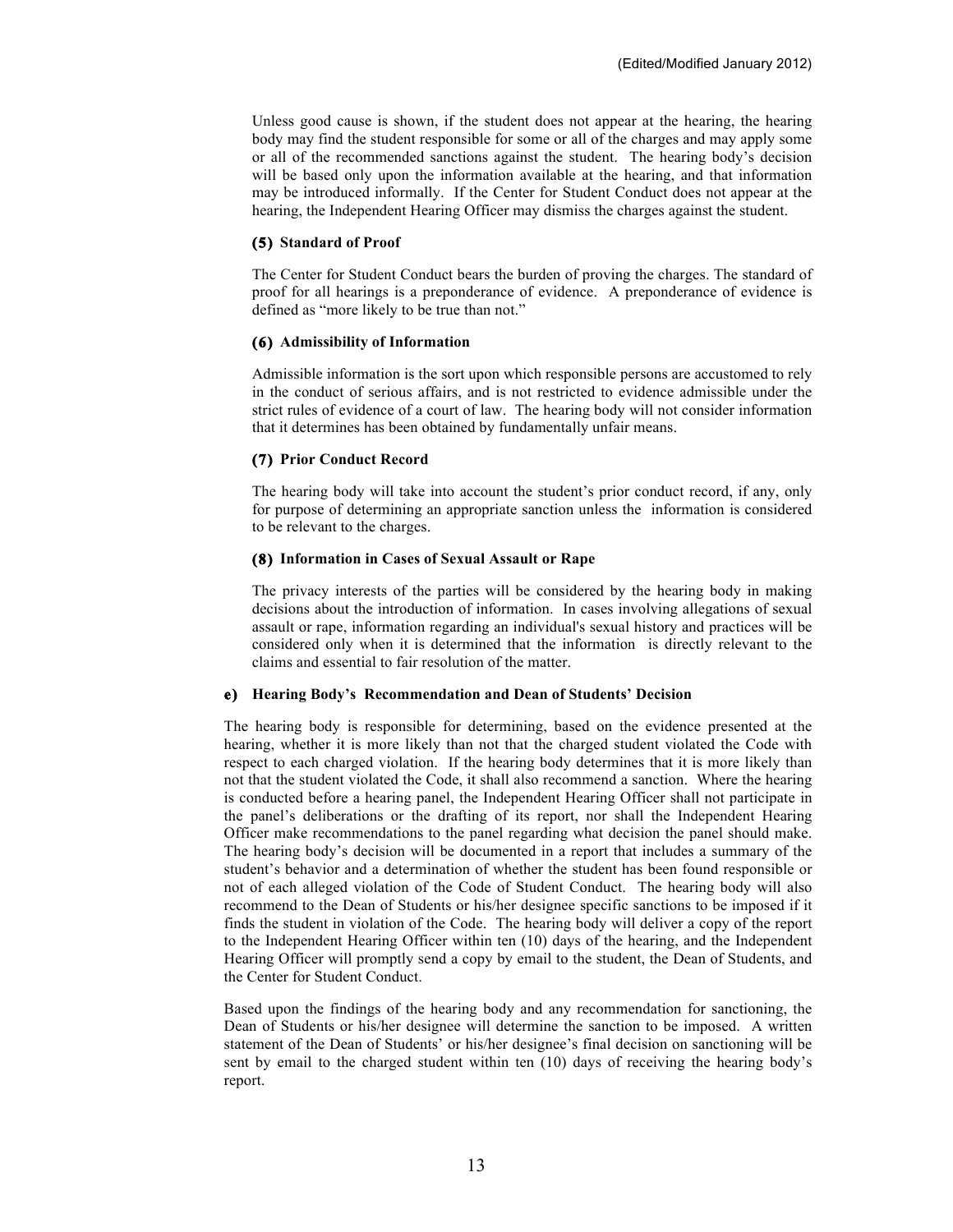Unless good cause is shown, if the student does not appear at the hearing, the hearing body may find the student responsible for some or all of the charges and may apply some or all of the recommended sanctions against the student. The hearing body's decision will be based only upon the information available at the hearing, and that information may be introduced informally. If the Center for Student Conduct does not appear at the hearing, the Independent Hearing Officer may dismiss the charges against the student.

#### (5) Standard of Proof

The Center for Student Conduct bears the burden of proving the charges. The standard of proof for all hearings is a preponderance of evidence. A preponderance of evidence is defined as "more likely to be true than not."

#### (6) Admissibility of Information

Admissible information is the sort upon which responsible persons are accustomed to rely in the conduct of serious affairs, and is not restricted to evidence admissible under the strict rules of evidence of a court of law. The hearing body will not consider information that it determines has been obtained by fundamentally unfair means.

#### (7) Prior Conduct Record

The hearing body will take into account the student's prior conduct record, if any, only for purpose of determining an appropriate sanction unless the information is considered to be relevant to the charges.

#### (8) Information in Cases of Sexual Assault or Rape

The privacy interests of the parties will be considered by the hearing body in making decisions about the introduction of information. In cases involving allegations of sexual assault or rape, information regarding an individual's sexual history and practices will be considered only when it is determined that the information is directly relevant to the claims and essential to fair resolution of the matter.

### e) Hearing Body's Recommendation and Dean of Students' Decision

The hearing body is responsible for determining, based on the evidence presented at the hearing, whether it is more likely than not that the charged student violated the Code with respect to each charged violation. If the hearing body determines that it is more likely than not that the student violated the Code, it shall also recommend a sanction. Where the hearing is conducted before a hearing panel, the Independent Hearing Officer shall not participate in the panel's deliberations or the drafting of its report, nor shall the Independent Hearing Officer make recommendations to the panel regarding what decision the panel should make. The hearing body's decision will be documented in a report that includes a summary of the student's behavior and a determination of whether the student has been found responsible or not of each alleged violation of the Code of Student Conduct. The hearing body will also recommend to the Dean of Students or his/her designee specific sanctions to be imposed if it finds the student in violation of the Code. The hearing body will deliver a copy of the report to the Independent Hearing Officer within ten (10) days of the hearing, and the Independent Hearing Officer will promptly send a copy by email to the student, the Dean of Students, and the Center for Student Conduct.

Based upon the findings of the hearing body and any recommendation for sanctioning, the Dean of Students or his/her designee will determine the sanction to be imposed. A written statement of the Dean of Students' or his/her designee's final decision on sanctioning will be sent by email to the charged student within ten (10) days of receiving the hearing body's report.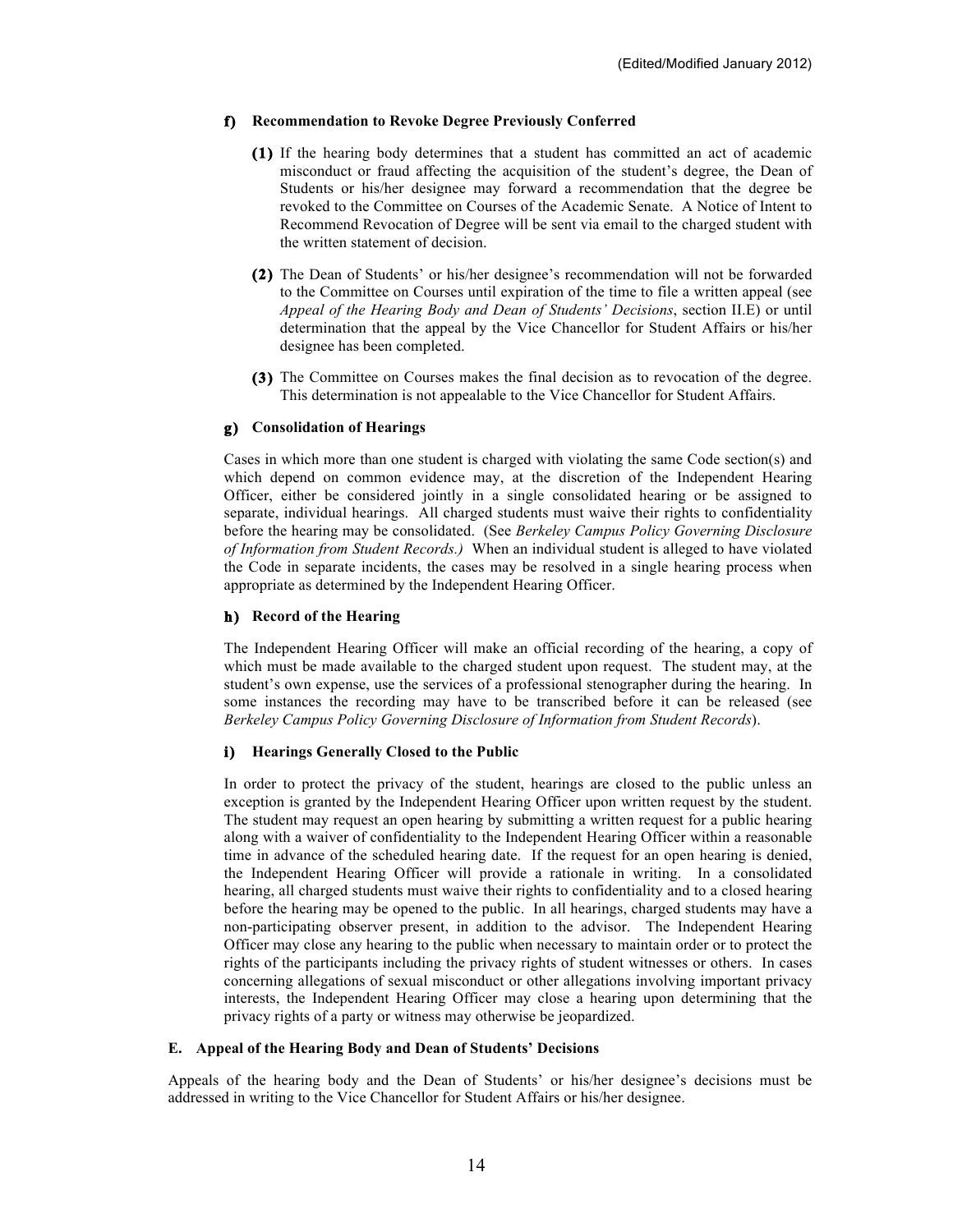(Edited/Modified January 2012)

**f) Recommendation to Revoke Degree Previously Conferred**

**(1)** If the hearing body determines that a student has committed an act of academic misconduct or fraud affecting the acquisition of the student's degree, the Dean of Students or his/her designee may forward a recommendation that the degree be revoked to the Committee on Courses of the Academic Senate. A Notice of Intent to Recommend Revocation of Degree will be sent via email to the charged student with the written statement of decision.

**(2)** The Dean of Students' or his/her designee's recommendation will not be forwarded to the Committee on Courses until expiration of the time to file a written appeal (see *Appeal of the Hearing Body and Dean of Students' Decisions*, section II.E) or until determination that the appeal by the Vice Chancellor for Student Affairs or his/her designee has been completed.

**(3)** The Committee on Courses makes the final decision as to revocation of the degree. This determination is not appealable to the Vice Chancellor for Student Affairs.

**g) Consolidation of Hearings**

Cases in which more than one student is charged with violating the same Code section(s) and which depend on common evidence may, at the discretion of the Independent Hearing Officer, either be considered jointly in a single consolidated hearing or be assigned to separate, individual hearings. All charged students must waive their rights to confidentiality before the hearing may be consolidated. (See *Berkeley Campus Policy Governing Disclosure of Information from Student Records.)* When an individual student is alleged to have violated the Code in separate incidents, the cases may be resolved in a single hearing process when appropriate as determined by the Independent Hearing Officer.

**h) Record of the Hearing**

The Independent Hearing Officer will make an official recording of the hearing, a copy of which must be made available to the charged student upon request. The student may, at the student's own expense, use the services of a professional stenographer during the hearing. In some instances the recording may have to be transcribed before it can be released (see *Berkeley Campus Policy Governing Disclosure of Information from Student Records*).

**i) Hearings Generally Closed to the Public**

In order to protect the privacy of the student, hearings are closed to the public unless an exception is granted by the Independent Hearing Officer upon written request by the student. The student may request an open hearing by submitting a written request for a public hearing along with a waiver of confidentiality to the Independent Hearing Officer within a reasonable time in advance of the scheduled hearing date. If the request for an open hearing is denied, the Independent Hearing Officer will provide a rationale in writing. In a consolidated hearing, all charged students must waive their rights to confidentiality and to a closed hearing before the hearing may be opened to the public. In all hearings, charged students may have a non-participating observer present, in addition to the advisor. The Independent Hearing Officer may close any hearing to the public when necessary to maintain order or to protect the rights of the participants including the privacy rights of student witnesses or others. In cases concerning allegations of sexual misconduct or other allegations involving important privacy interests, the Independent Hearing Officer may close a hearing upon determining that the privacy rights of a party or witness may otherwise be jeopardized.

### E. Appeal of the Hearing Body and Dean of Students' Decisions

Appeals of the hearing body and the Dean of Students' or his/her designee's decisions must be addressed in writing to the Vice Chancellor for Student Affairs or his/her designee.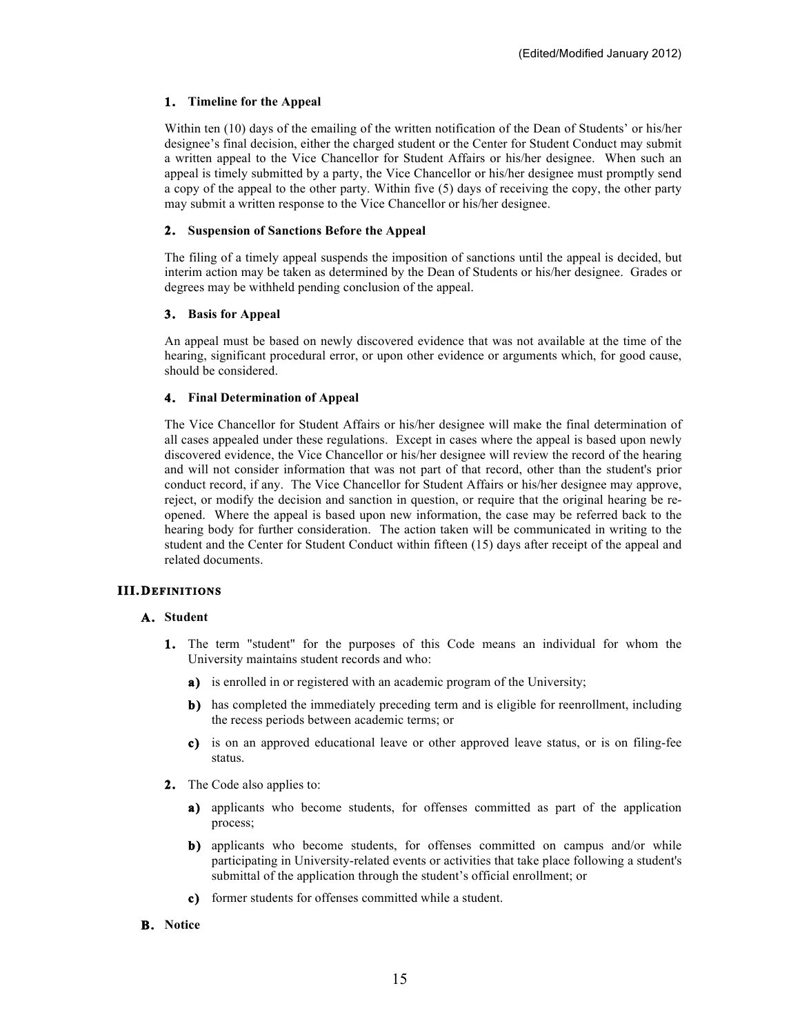(Edited/Modified January 2012)

#### 1. Timeline for the Appeal

Within ten (10) days of the emailing of the written notification of the Dean of Students' or his/her designee's final decision, either the charged student or the Center for Student Conduct may submit a written appeal to the Vice Chancellor for Student Affairs or his/her designee. When such an appeal is timely submitted by a party, the Vice Chancellor or his/her designee must promptly send a copy of the appeal to the other party. Within five (5) days of receiving the copy, the other party may submit a written response to the Vice Chancellor or his/her designee.

#### 2. Suspension of Sanctions Before the Appeal

The filing of a timely appeal suspends the imposition of sanctions until the appeal is decided, but interim action may be taken as determined by the Dean of Students or his/her designee. Grades or degrees may be withheld pending conclusion of the appeal.

#### 3. Basis for Appeal

An appeal must be based on newly discovered evidence that was not available at the time of the hearing, significant procedural error, or upon other evidence or arguments which, for good cause, should be considered.

#### 4. Final Determination of Appeal

The Vice Chancellor for Student Affairs or his/her designee will make the final determination of all cases appealed under these regulations. Except in cases where the appeal is based upon newly discovered evidence, the Vice Chancellor or his/her designee will review the record of the hearing and will not consider information that was not part of that record, other than the student's prior conduct record, if any. The Vice Chancellor for Student Affairs or his/her designee may approve, reject, or modify the decision and sanction in question, or require that the original hearing be re-opened. Where the appeal is based upon new information, the case may be referred back to the hearing body for further consideration. The action taken will be communicated in writing to the student and the Center for Student Conduct within fifteen (15) days after receipt of the appeal and related documents.

## III. DEFINITIONS

### A. Student

1. The term "student" for the purposes of this Code means an individual for whom the University maintains student records and who:
   - **a)** is enrolled in or registered with an academic program of the University;
   - **b)** has completed the immediately preceding term and is eligible for reenrollment, including the recess periods between academic terms; or
   - **c)** is on an approved educational leave or other approved leave status, or is on filing-fee status.
2. The Code also applies to:
   - **a)** applicants who become students, for offenses committed as part of the application process;
   - **b)** applicants who become students, for offenses committed on campus and/or while participating in University-related events or activities that take place following a student's submittal of the application through the student's official enrollment; or
   - **c)** former students for offenses committed while a student.

### B. Notice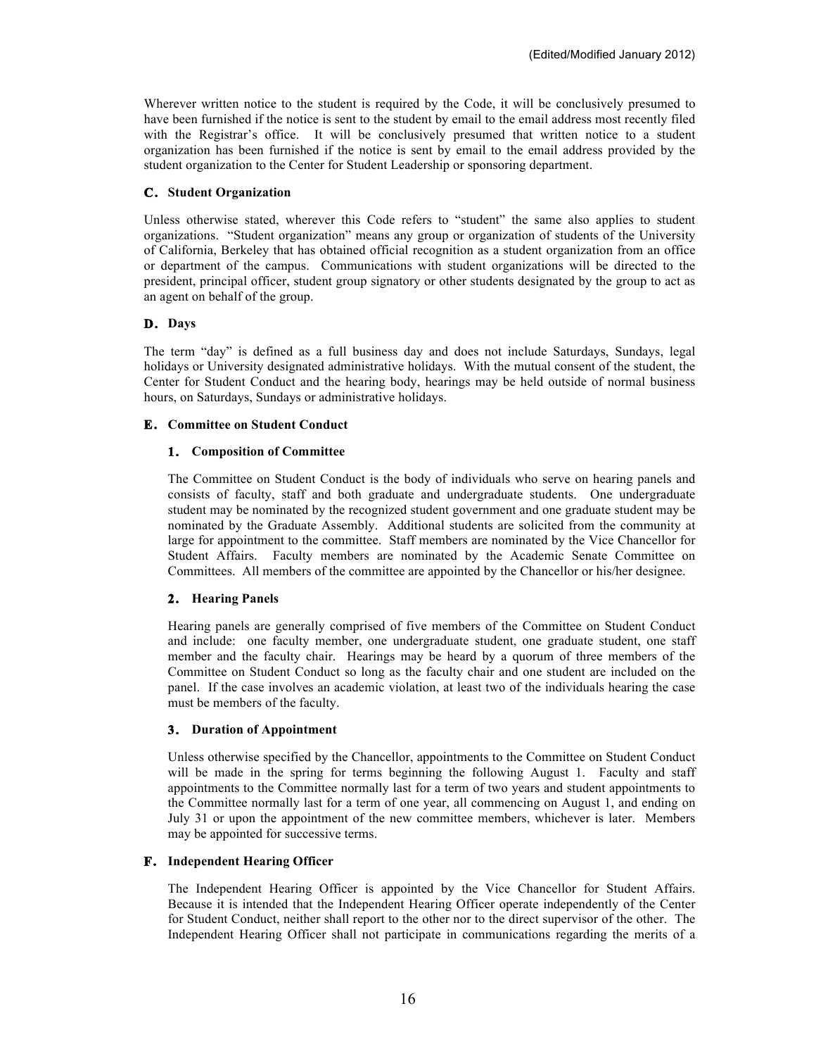Wherever written notice to the student is required by the Code, it will be conclusively presumed to have been furnished if the notice is sent to the student by email to the email address most recently filed with the Registrar's office. It will be conclusively presumed that written notice to a student organization has been furnished if the notice is sent by email to the email address provided by the student organization to the Center for Student Leadership or sponsoring department.

### C. Student Organization

Unless otherwise stated, wherever this Code refers to "student" the same also applies to student organizations. "Student organization" means any group or organization of students of the University of California, Berkeley that has obtained official recognition as a student organization from an office or department of the campus. Communications with student organizations will be directed to the president, principal officer, student group signatory or other students designated by the group to act as an agent on behalf of the group.

### D. Days

The term "day" is defined as a full business day and does not include Saturdays, Sundays, legal holidays or University designated administrative holidays. With the mutual consent of the student, the Center for Student Conduct and the hearing body, hearings may be held outside of normal business hours, on Saturdays, Sundays or administrative holidays.

### E. Committee on Student Conduct

#### 1. Composition of Committee

The Committee on Student Conduct is the body of individuals who serve on hearing panels and consists of faculty, staff and both graduate and undergraduate students. One undergraduate student may be nominated by the recognized student government and one graduate student may be nominated by the Graduate Assembly. Additional students are solicited from the community at large for appointment to the committee. Staff members are nominated by the Vice Chancellor for Student Affairs. Faculty members are nominated by the Academic Senate Committee on Committees. All members of the committee are appointed by the Chancellor or his/her designee.

#### 2. Hearing Panels

Hearing panels are generally comprised of five members of the Committee on Student Conduct and include: one faculty member, one undergraduate student, one graduate student, one staff member and the faculty chair. Hearings may be heard by a quorum of three members of the Committee on Student Conduct so long as the faculty chair and one student are included on the panel. If the case involves an academic violation, at least two of the individuals hearing the case must be members of the faculty.

#### 3. Duration of Appointment

Unless otherwise specified by the Chancellor, appointments to the Committee on Student Conduct will be made in the spring for terms beginning the following August 1. Faculty and staff appointments to the Committee normally last for a term of two years and student appointments to the Committee normally last for a term of one year, all commencing on August 1, and ending on July 31 or upon the appointment of the new committee members, whichever is later. Members may be appointed for successive terms.

### F. Independent Hearing Officer

The Independent Hearing Officer is appointed by the Vice Chancellor for Student Affairs. Because it is intended that the Independent Hearing Officer operate independently of the Center for Student Conduct, neither shall report to the other nor to the direct supervisor of the other. The Independent Hearing Officer shall not participate in communications regarding the merits of a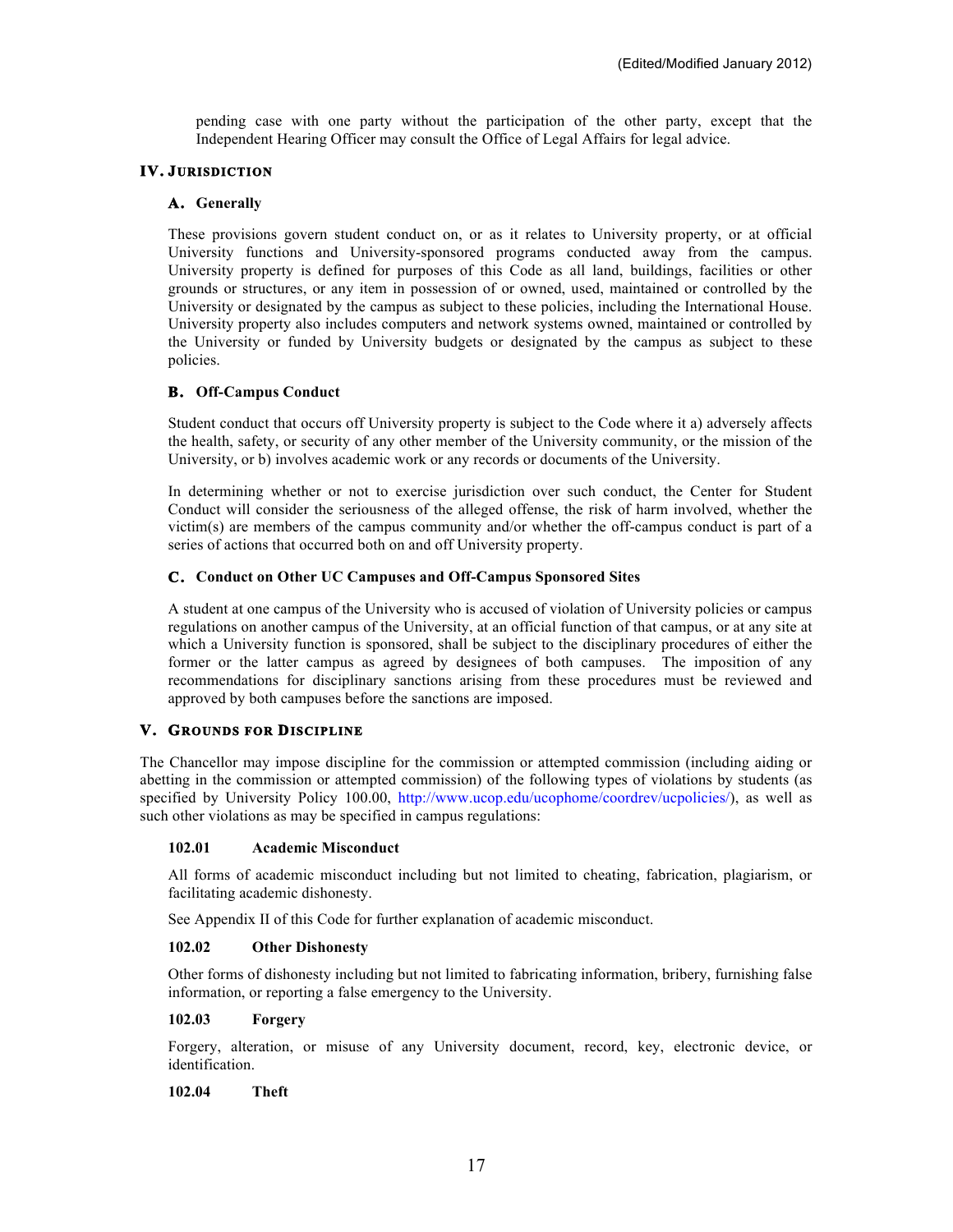pending case with one party without the participation of the other party, except that the Independent Hearing Officer may consult the Office of Legal Affairs for legal advice.

## IV. Jurisdiction

### A. Generally

These provisions govern student conduct on, or as it relates to University property, or at official University functions and University-sponsored programs conducted away from the campus. University property is defined for purposes of this Code as all land, buildings, facilities or other grounds or structures, or any item in possession of or owned, used, maintained or controlled by the University or designated by the campus as subject to these policies, including the International House. University property also includes computers and network systems owned, maintained or controlled by the University or funded by University budgets or designated by the campus as subject to these policies.

### B. Off-Campus Conduct

Student conduct that occurs off University property is subject to the Code where it a) adversely affects the health, safety, or security of any other member of the University community, or the mission of the University, or b) involves academic work or any records or documents of the University.

In determining whether or not to exercise jurisdiction over such conduct, the Center for Student Conduct will consider the seriousness of the alleged offense, the risk of harm involved, whether the victim(s) are members of the campus community and/or whether the off-campus conduct is part of a series of actions that occurred both on and off University property.

### C. Conduct on Other UC Campuses and Off-Campus Sponsored Sites

A student at one campus of the University who is accused of violation of University policies or campus regulations on another campus of the University, at an official function of that campus, or at any site at which a University function is sponsored, shall be subject to the disciplinary procedures of either the former or the latter campus as agreed by designees of both campuses. The imposition of any recommendations for disciplinary sanctions arising from these procedures must be reviewed and approved by both campuses before the sanctions are imposed.

## V. Grounds for Discipline

The Chancellor may impose discipline for the commission or attempted commission (including aiding or abetting in the commission or attempted commission) of the following types of violations by students (as specified by University Policy 100.00, http://www.ucop.edu/ucophome/coordrev/ucpolicies/), as well as such other violations as may be specified in campus regulations:

**102.01 Academic Misconduct**

All forms of academic misconduct including but not limited to cheating, fabrication, plagiarism, or facilitating academic dishonesty.

See Appendix II of this Code for further explanation of academic misconduct.

**102.02 Other Dishonesty**

Other forms of dishonesty including but not limited to fabricating information, bribery, furnishing false information, or reporting a false emergency to the University.

**102.03 Forgery**

Forgery, alteration, or misuse of any University document, record, key, electronic device, or identification.

**102.04 Theft**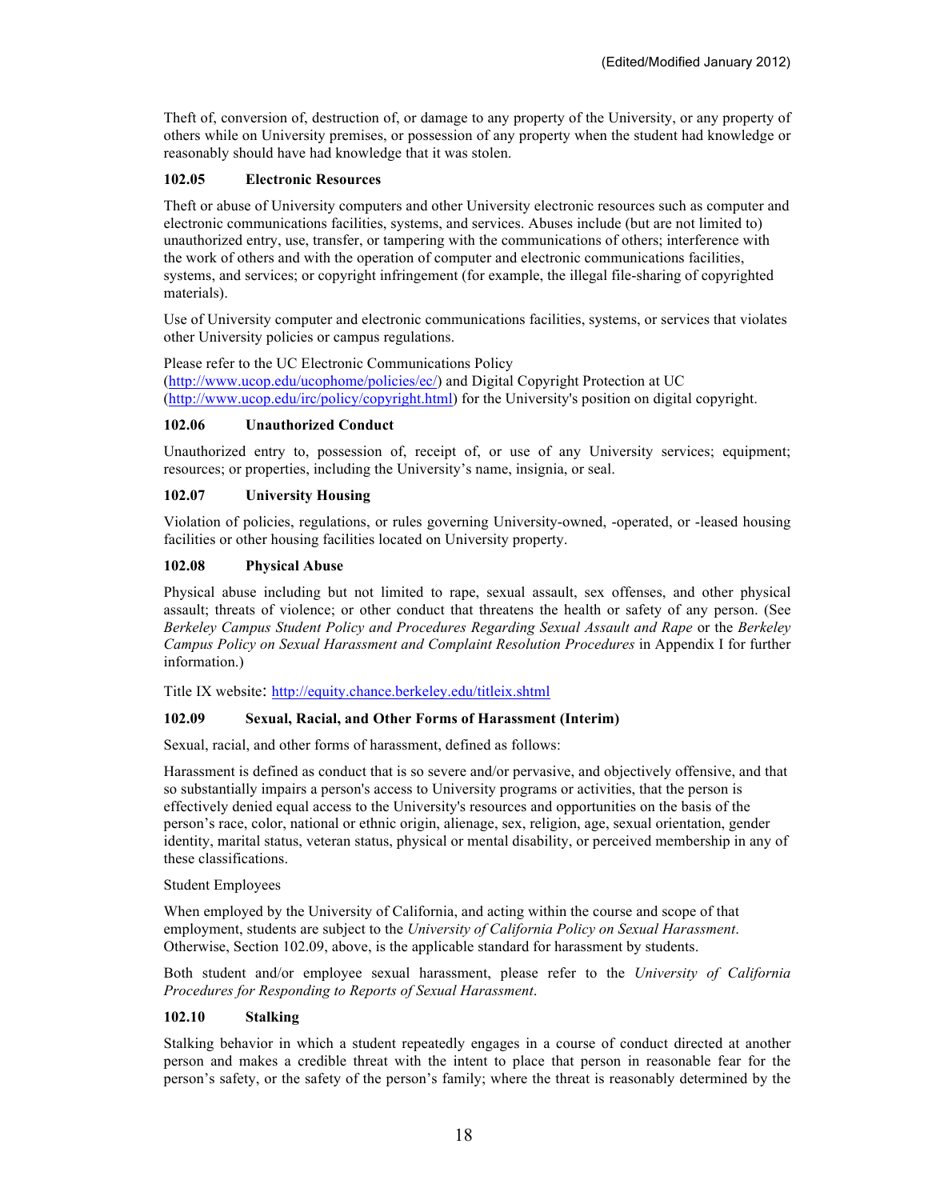Theft of, conversion of, destruction of, or damage to any property of the University, or any property of others while on University premises, or possession of any property when the student had knowledge or reasonably should have had knowledge that it was stolen.

### 102.05 Electronic Resources

Theft or abuse of University computers and other University electronic resources such as computer and electronic communications facilities, systems, and services. Abuses include (but are not limited to) unauthorized entry, use, transfer, or tampering with the communications of others; interference with the work of others and with the operation of computer and electronic communications facilities, systems, and services; or copyright infringement (for example, the illegal file-sharing of copyrighted materials).

Use of University computer and electronic communications facilities, systems, or services that violates other University policies or campus regulations.

Please refer to the UC Electronic Communications Policy (http://www.ucop.edu/ucophome/policies/ec/) and Digital Copyright Protection at UC (http://www.ucop.edu/irc/policy/copyright.html) for the University's position on digital copyright.

### 102.06 Unauthorized Conduct

Unauthorized entry to, possession of, receipt of, or use of any University services; equipment; resources; or properties, including the University's name, insignia, or seal.

### 102.07 University Housing

Violation of policies, regulations, or rules governing University-owned, -operated, or -leased housing facilities or other housing facilities located on University property.

### 102.08 Physical Abuse

Physical abuse including but not limited to rape, sexual assault, sex offenses, and other physical assault; threats of violence; or other conduct that threatens the health or safety of any person. (See *Berkeley Campus Student Policy and Procedures Regarding Sexual Assault and Rape* or the *Berkeley Campus Policy on Sexual Harassment and Complaint Resolution Procedures* in Appendix I for further information.)

Title IX website: http://equity.chance.berkeley.edu/titleix.shtml

### 102.09 Sexual, Racial, and Other Forms of Harassment (Interim)

Sexual, racial, and other forms of harassment, defined as follows:

Harassment is defined as conduct that is so severe and/or pervasive, and objectively offensive, and that so substantially impairs a person's access to University programs or activities, that the person is effectively denied equal access to the University's resources and opportunities on the basis of the person's race, color, national or ethnic origin, alienage, sex, religion, age, sexual orientation, gender identity, marital status, veteran status, physical or mental disability, or perceived membership in any of these classifications.

Student Employees

When employed by the University of California, and acting within the course and scope of that employment, students are subject to the *University of California Policy on Sexual Harassment*. Otherwise, Section 102.09, above, is the applicable standard for harassment by students.

Both student and/or employee sexual harassment, please refer to the *University of California Procedures for Responding to Reports of Sexual Harassment*.

### 102.10 Stalking

Stalking behavior in which a student repeatedly engages in a course of conduct directed at another person and makes a credible threat with the intent to place that person in reasonable fear for the person's safety, or the safety of the person's family; where the threat is reasonably determined by the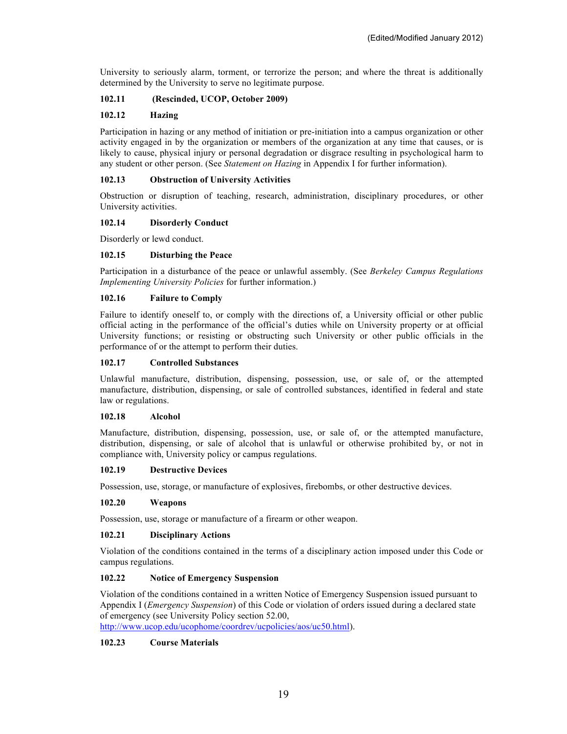University to seriously alarm, torment, or terrorize the person; and where the threat is additionally determined by the University to serve no legitimate purpose.

### 102.11 (Rescinded, UCOP, October 2009)

### 102.12 Hazing

Participation in hazing or any method of initiation or pre-initiation into a campus organization or other activity engaged in by the organization or members of the organization at any time that causes, or is likely to cause, physical injury or personal degradation or disgrace resulting in psychological harm to any student or other person. (See *Statement on Hazing* in Appendix I for further information).

### 102.13 Obstruction of University Activities

Obstruction or disruption of teaching, research, administration, disciplinary procedures, or other University activities.

### 102.14 Disorderly Conduct

Disorderly or lewd conduct.

### 102.15 Disturbing the Peace

Participation in a disturbance of the peace or unlawful assembly. (See *Berkeley Campus Regulations Implementing University Policies* for further information.)

### 102.16 Failure to Comply

Failure to identify oneself to, or comply with the directions of, a University official or other public official acting in the performance of the official's duties while on University property or at official University functions; or resisting or obstructing such University or other public officials in the performance of or the attempt to perform their duties.

### 102.17 Controlled Substances

Unlawful manufacture, distribution, dispensing, possession, use, or sale of, or the attempted manufacture, distribution, dispensing, or sale of controlled substances, identified in federal and state law or regulations.

### 102.18 Alcohol

Manufacture, distribution, dispensing, possession, use, or sale of, or the attempted manufacture, distribution, dispensing, or sale of alcohol that is unlawful or otherwise prohibited by, or not in compliance with, University policy or campus regulations.

### 102.19 Destructive Devices

Possession, use, storage, or manufacture of explosives, firebombs, or other destructive devices.

### 102.20 Weapons

Possession, use, storage or manufacture of a firearm or other weapon.

### 102.21 Disciplinary Actions

Violation of the conditions contained in the terms of a disciplinary action imposed under this Code or campus regulations.

### 102.22 Notice of Emergency Suspension

Violation of the conditions contained in a written Notice of Emergency Suspension issued pursuant to Appendix I (*Emergency Suspension*) of this Code or violation of orders issued during a declared state of emergency (see University Policy section 52.00, http://www.ucop.edu/ucophome/coordrev/ucpolicies/aos/uc50.html).

### 102.23 Course Materials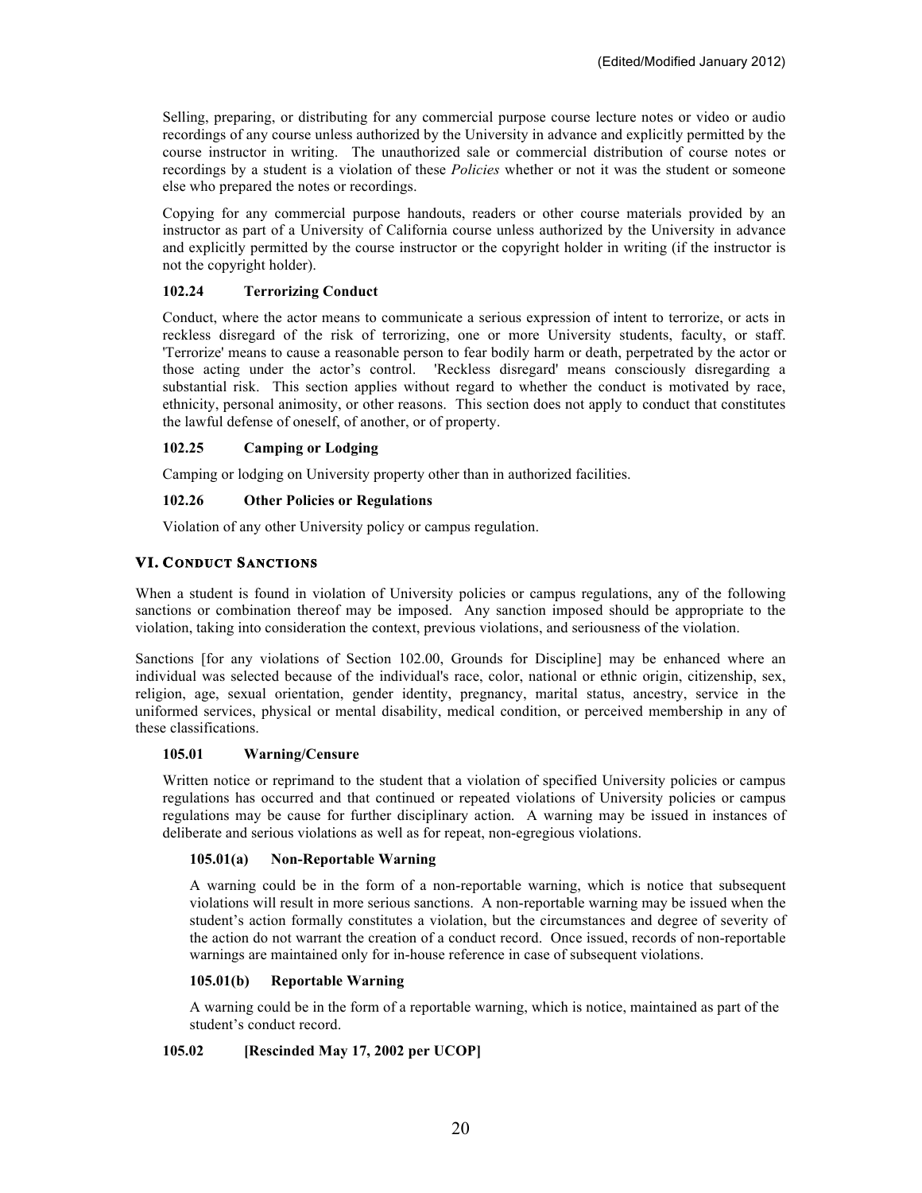Selling, preparing, or distributing for any commercial purpose course lecture notes or video or audio recordings of any course unless authorized by the University in advance and explicitly permitted by the course instructor in writing. The unauthorized sale or commercial distribution of course notes or recordings by a student is a violation of these *Policies* whether or not it was the student or someone else who prepared the notes or recordings.

Copying for any commercial purpose handouts, readers or other course materials provided by an instructor as part of a University of California course unless authorized by the University in advance and explicitly permitted by the course instructor or the copyright holder in writing (if the instructor is not the copyright holder).

#### 102.24 Terrorizing Conduct

Conduct, where the actor means to communicate a serious expression of intent to terrorize, or acts in reckless disregard of the risk of terrorizing, one or more University students, faculty, or staff. 'Terrorize' means to cause a reasonable person to fear bodily harm or death, perpetrated by the actor or those acting under the actor's control. 'Reckless disregard' means consciously disregarding a substantial risk. This section applies without regard to whether the conduct is motivated by race, ethnicity, personal animosity, or other reasons. This section does not apply to conduct that constitutes the lawful defense of oneself, of another, or of property.

#### 102.25 Camping or Lodging

Camping or lodging on University property other than in authorized facilities.

#### 102.26 Other Policies or Regulations

Violation of any other University policy or campus regulation.

## VI. Conduct Sanctions

When a student is found in violation of University policies or campus regulations, any of the following sanctions or combination thereof may be imposed. Any sanction imposed should be appropriate to the violation, taking into consideration the context, previous violations, and seriousness of the violation.

Sanctions [for any violations of Section 102.00, Grounds for Discipline] may be enhanced where an individual was selected because of the individual's race, color, national or ethnic origin, citizenship, sex, religion, age, sexual orientation, gender identity, pregnancy, marital status, ancestry, service in the uniformed services, physical or mental disability, medical condition, or perceived membership in any of these classifications.

#### 105.01 Warning/Censure

Written notice or reprimand to the student that a violation of specified University policies or campus regulations has occurred and that continued or repeated violations of University policies or campus regulations may be cause for further disciplinary action. A warning may be issued in instances of deliberate and serious violations as well as for repeat, non-egregious violations.

##### 105.01(a) Non-Reportable Warning

A warning could be in the form of a non-reportable warning, which is notice that subsequent violations will result in more serious sanctions. A non-reportable warning may be issued when the student's action formally constitutes a violation, but the circumstances and degree of severity of the action do not warrant the creation of a conduct record. Once issued, records of non-reportable warnings are maintained only for in-house reference in case of subsequent violations.

##### 105.01(b) Reportable Warning

A warning could be in the form of a reportable warning, which is notice, maintained as part of the student's conduct record.

#### 105.02 [Rescinded May 17, 2002 per UCOP]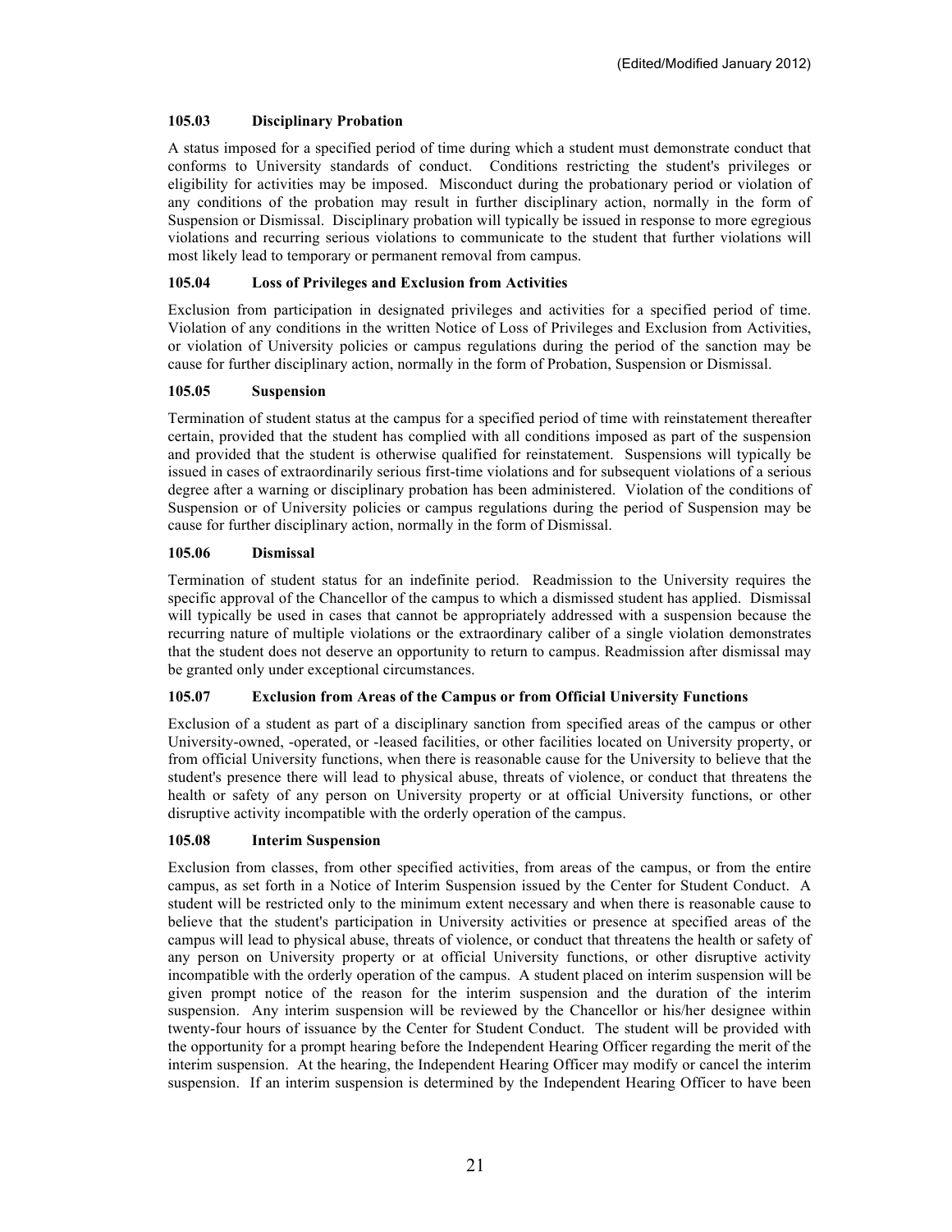### 105.03 Disciplinary Probation

A status imposed for a specified period of time during which a student must demonstrate conduct that conforms to University standards of conduct. Conditions restricting the student's privileges or eligibility for activities may be imposed. Misconduct during the probationary period or violation of any conditions of the probation may result in further disciplinary action, normally in the form of Suspension or Dismissal. Disciplinary probation will typically be issued in response to more egregious violations and recurring serious violations to communicate to the student that further violations will most likely lead to temporary or permanent removal from campus.

### 105.04 Loss of Privileges and Exclusion from Activities

Exclusion from participation in designated privileges and activities for a specified period of time. Violation of any conditions in the written Notice of Loss of Privileges and Exclusion from Activities, or violation of University policies or campus regulations during the period of the sanction may be cause for further disciplinary action, normally in the form of Probation, Suspension or Dismissal.

### 105.05 Suspension

Termination of student status at the campus for a specified period of time with reinstatement thereafter certain, provided that the student has complied with all conditions imposed as part of the suspension and provided that the student is otherwise qualified for reinstatement. Suspensions will typically be issued in cases of extraordinarily serious first-time violations and for subsequent violations of a serious degree after a warning or disciplinary probation has been administered. Violation of the conditions of Suspension or of University policies or campus regulations during the period of Suspension may be cause for further disciplinary action, normally in the form of Dismissal.

### 105.06 Dismissal

Termination of student status for an indefinite period. Readmission to the University requires the specific approval of the Chancellor of the campus to which a dismissed student has applied. Dismissal will typically be used in cases that cannot be appropriately addressed with a suspension because the recurring nature of multiple violations or the extraordinary caliber of a single violation demonstrates that the student does not deserve an opportunity to return to campus. Readmission after dismissal may be granted only under exceptional circumstances.

### 105.07 Exclusion from Areas of the Campus or from Official University Functions

Exclusion of a student as part of a disciplinary sanction from specified areas of the campus or other University-owned, -operated, or -leased facilities, or other facilities located on University property, or from official University functions, when there is reasonable cause for the University to believe that the student's presence there will lead to physical abuse, threats of violence, or conduct that threatens the health or safety of any person on University property or at official University functions, or other disruptive activity incompatible with the orderly operation of the campus.

### 105.08 Interim Suspension

Exclusion from classes, from other specified activities, from areas of the campus, or from the entire campus, as set forth in a Notice of Interim Suspension issued by the Center for Student Conduct. A student will be restricted only to the minimum extent necessary and when there is reasonable cause to believe that the student's participation in University activities or presence at specified areas of the campus will lead to physical abuse, threats of violence, or conduct that threatens the health or safety of any person on University property or at official University functions, or other disruptive activity incompatible with the orderly operation of the campus. A student placed on interim suspension will be given prompt notice of the reason for the interim suspension and the duration of the interim suspension. Any interim suspension will be reviewed by the Chancellor or his/her designee within twenty-four hours of issuance by the Center for Student Conduct. The student will be provided with the opportunity for a prompt hearing before the Independent Hearing Officer regarding the merit of the interim suspension. At the hearing, the Independent Hearing Officer may modify or cancel the interim suspension. If an interim suspension is determined by the Independent Hearing Officer to have been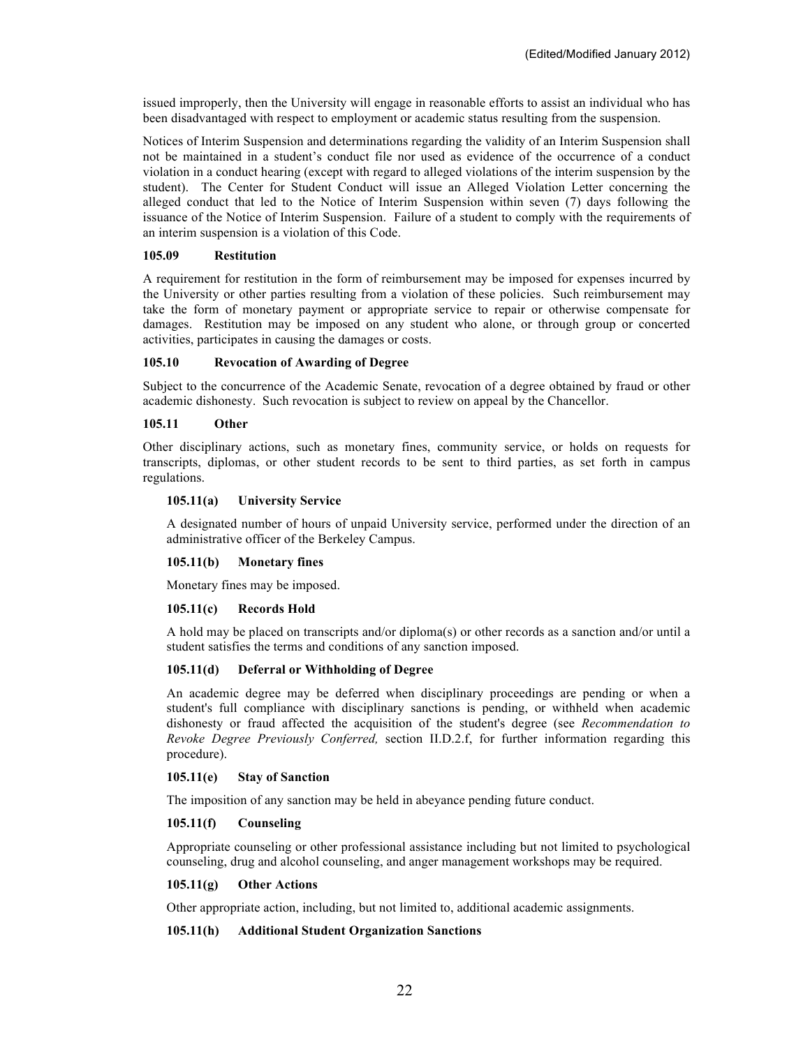issued improperly, then the University will engage in reasonable efforts to assist an individual who has been disadvantaged with respect to employment or academic status resulting from the suspension.

Notices of Interim Suspension and determinations regarding the validity of an Interim Suspension shall not be maintained in a student's conduct file nor used as evidence of the occurrence of a conduct violation in a conduct hearing (except with regard to alleged violations of the interim suspension by the student). The Center for Student Conduct will issue an Alleged Violation Letter concerning the alleged conduct that led to the Notice of Interim Suspension within seven (7) days following the issuance of the Notice of Interim Suspension. Failure of a student to comply with the requirements of an interim suspension is a violation of this Code.

#### 105.09 Restitution

A requirement for restitution in the form of reimbursement may be imposed for expenses incurred by the University or other parties resulting from a violation of these policies. Such reimbursement may take the form of monetary payment or appropriate service to repair or otherwise compensate for damages. Restitution may be imposed on any student who alone, or through group or concerted activities, participates in causing the damages or costs.

#### 105.10 Revocation of Awarding of Degree

Subject to the concurrence of the Academic Senate, revocation of a degree obtained by fraud or other academic dishonesty. Such revocation is subject to review on appeal by the Chancellor.

#### 105.11 Other

Other disciplinary actions, such as monetary fines, community service, or holds on requests for transcripts, diplomas, or other student records to be sent to third parties, as set forth in campus regulations.

##### 105.11(a) University Service

A designated number of hours of unpaid University service, performed under the direction of an administrative officer of the Berkeley Campus.

##### 105.11(b) Monetary fines

Monetary fines may be imposed.

##### 105.11(c) Records Hold

A hold may be placed on transcripts and/or diploma(s) or other records as a sanction and/or until a student satisfies the terms and conditions of any sanction imposed.

##### 105.11(d) Deferral or Withholding of Degree

An academic degree may be deferred when disciplinary proceedings are pending or when a student's full compliance with disciplinary sanctions is pending, or withheld when academic dishonesty or fraud affected the acquisition of the student's degree (see *Recommendation to Revoke Degree Previously Conferred,* section II.D.2.f, for further information regarding this procedure).

##### 105.11(e) Stay of Sanction

The imposition of any sanction may be held in abeyance pending future conduct.

##### 105.11(f) Counseling

Appropriate counseling or other professional assistance including but not limited to psychological counseling, drug and alcohol counseling, and anger management workshops may be required.

##### 105.11(g) Other Actions

Other appropriate action, including, but not limited to, additional academic assignments.

##### 105.11(h) Additional Student Organization Sanctions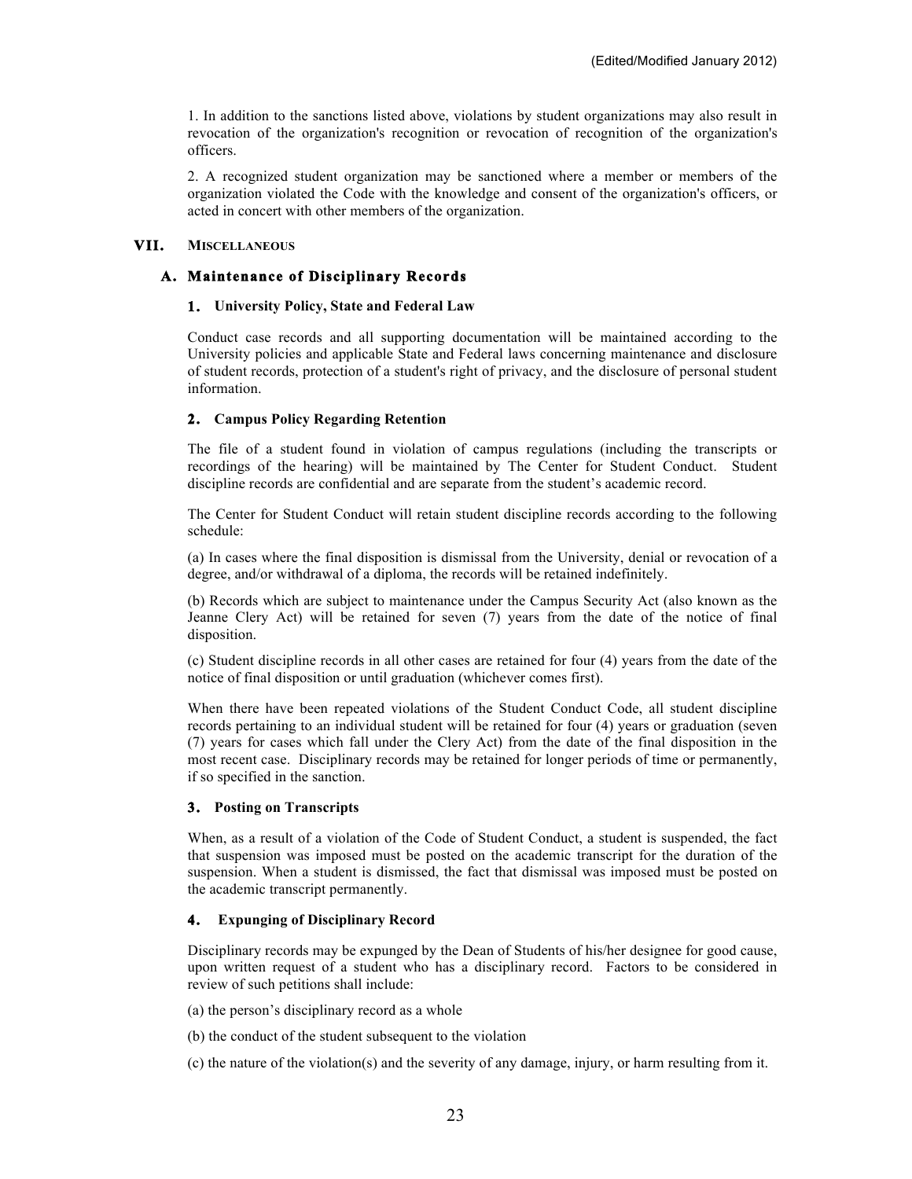1. In addition to the sanctions listed above, violations by student organizations may also result in revocation of the organization's recognition or revocation of recognition of the organization's officers.

2. A recognized student organization may be sanctioned where a member or members of the organization violated the Code with the knowledge and consent of the organization's officers, or acted in concert with other members of the organization.

## VII. MISCELLANEOUS

### A. Maintenance of Disciplinary Records

#### 1. University Policy, State and Federal Law

Conduct case records and all supporting documentation will be maintained according to the University policies and applicable State and Federal laws concerning maintenance and disclosure of student records, protection of a student's right of privacy, and the disclosure of personal student information.

#### 2. Campus Policy Regarding Retention

The file of a student found in violation of campus regulations (including the transcripts or recordings of the hearing) will be maintained by The Center for Student Conduct. Student discipline records are confidential and are separate from the student's academic record.

The Center for Student Conduct will retain student discipline records according to the following schedule:

(a) In cases where the final disposition is dismissal from the University, denial or revocation of a degree, and/or withdrawal of a diploma, the records will be retained indefinitely.

(b) Records which are subject to maintenance under the Campus Security Act (also known as the Jeanne Clery Act) will be retained for seven (7) years from the date of the notice of final disposition.

(c) Student discipline records in all other cases are retained for four (4) years from the date of the notice of final disposition or until graduation (whichever comes first).

When there have been repeated violations of the Student Conduct Code, all student discipline records pertaining to an individual student will be retained for four (4) years or graduation (seven (7) years for cases which fall under the Clery Act) from the date of the final disposition in the most recent case. Disciplinary records may be retained for longer periods of time or permanently, if so specified in the sanction.

#### 3. Posting on Transcripts

When, as a result of a violation of the Code of Student Conduct, a student is suspended, the fact that suspension was imposed must be posted on the academic transcript for the duration of the suspension. When a student is dismissed, the fact that dismissal was imposed must be posted on the academic transcript permanently.

#### 4. Expunging of Disciplinary Record

Disciplinary records may be expunged by the Dean of Students of his/her designee for good cause, upon written request of a student who has a disciplinary record. Factors to be considered in review of such petitions shall include:

(a) the person's disciplinary record as a whole

(b) the conduct of the student subsequent to the violation

(c) the nature of the violation(s) and the severity of any damage, injury, or harm resulting from it.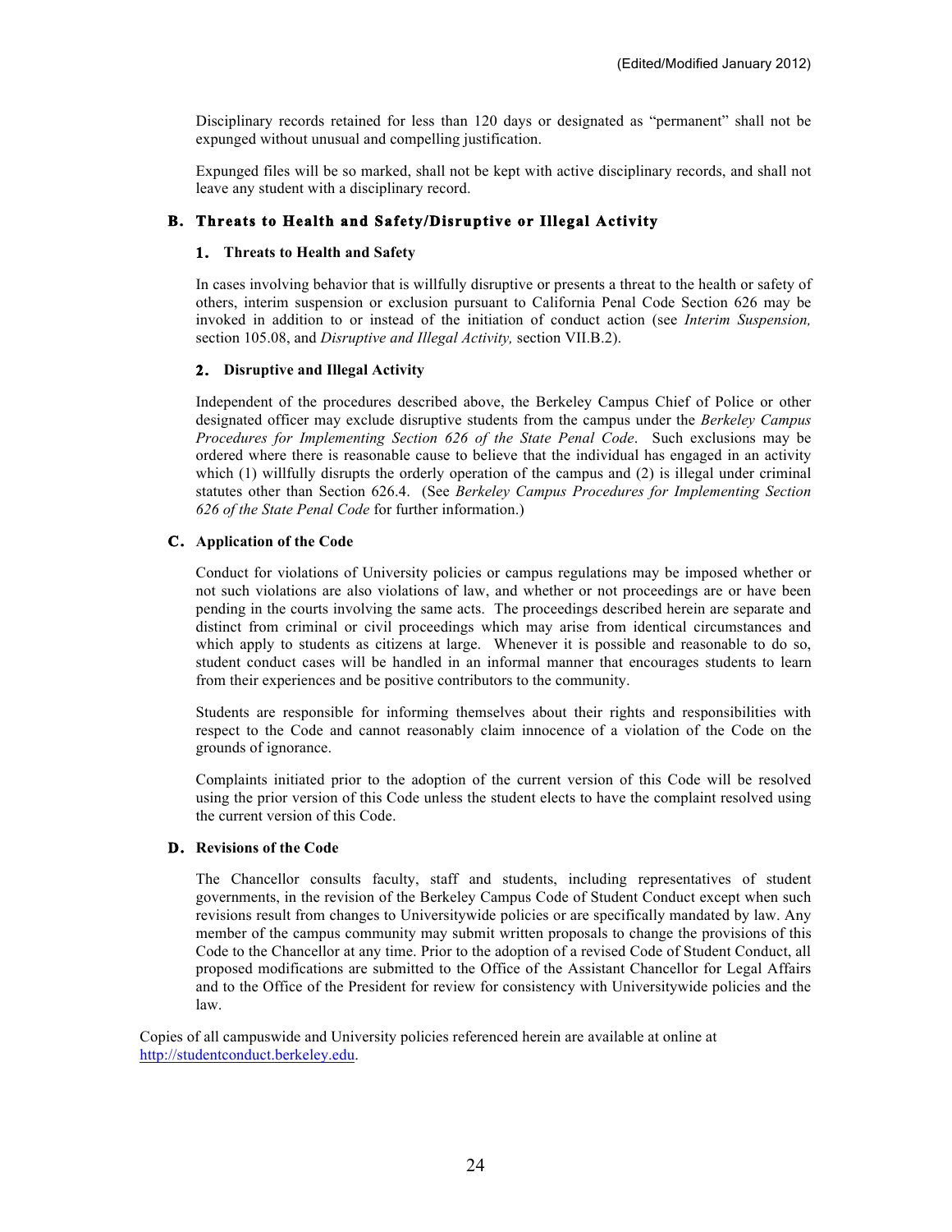Disciplinary records retained for less than 120 days or designated as "permanent" shall not be expunged without unusual and compelling justification.

Expunged files will be so marked, shall not be kept with active disciplinary records, and shall not leave any student with a disciplinary record.

## B. Threats to Health and Safety/Disruptive or Illegal Activity

### 1. Threats to Health and Safety

In cases involving behavior that is willfully disruptive or presents a threat to the health or safety of others, interim suspension or exclusion pursuant to California Penal Code Section 626 may be invoked in addition to or instead of the initiation of conduct action (see *Interim Suspension,* section 105.08, and *Disruptive and Illegal Activity,* section VII.B.2).

### 2. Disruptive and Illegal Activity

Independent of the procedures described above, the Berkeley Campus Chief of Police or other designated officer may exclude disruptive students from the campus under the *Berkeley Campus Procedures for Implementing Section 626 of the State Penal Code*. Such exclusions may be ordered where there is reasonable cause to believe that the individual has engaged in an activity which (1) willfully disrupts the orderly operation of the campus and (2) is illegal under criminal statutes other than Section 626.4. (See *Berkeley Campus Procedures for Implementing Section 626 of the State Penal Code* for further information.)

## C. Application of the Code

Conduct for violations of University policies or campus regulations may be imposed whether or not such violations are also violations of law, and whether or not proceedings are or have been pending in the courts involving the same acts. The proceedings described herein are separate and distinct from criminal or civil proceedings which may arise from identical circumstances and which apply to students as citizens at large. Whenever it is possible and reasonable to do so, student conduct cases will be handled in an informal manner that encourages students to learn from their experiences and be positive contributors to the community.

Students are responsible for informing themselves about their rights and responsibilities with respect to the Code and cannot reasonably claim innocence of a violation of the Code on the grounds of ignorance.

Complaints initiated prior to the adoption of the current version of this Code will be resolved using the prior version of this Code unless the student elects to have the complaint resolved using the current version of this Code.

## D. Revisions of the Code

The Chancellor consults faculty, staff and students, including representatives of student governments, in the revision of the Berkeley Campus Code of Student Conduct except when such revisions result from changes to Universitywide policies or are specifically mandated by law. Any member of the campus community may submit written proposals to change the provisions of this Code to the Chancellor at any time. Prior to the adoption of a revised Code of Student Conduct, all proposed modifications are submitted to the Office of the Assistant Chancellor for Legal Affairs and to the Office of the President for review for consistency with Universitywide policies and the law.

Copies of all campuswide and University policies referenced herein are available at online at [http://studentconduct.berkeley.edu](http://studentconduct.berkeley.edu).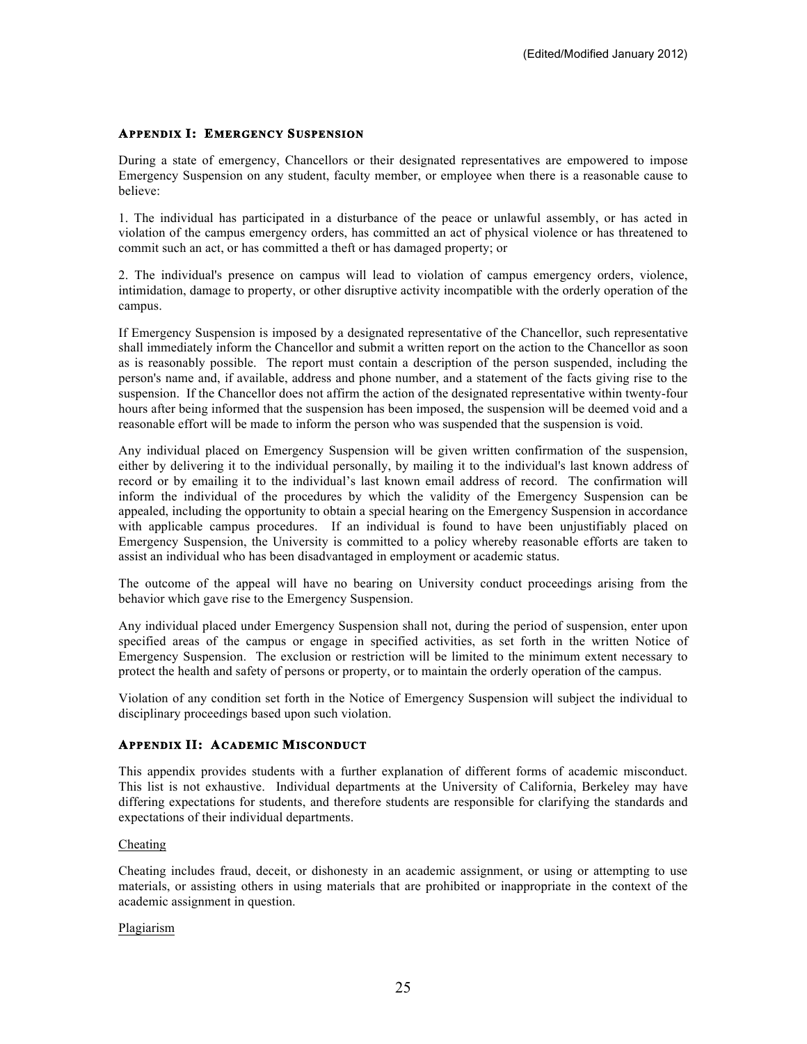## Appendix I: Emergency Suspension

During a state of emergency, Chancellors or their designated representatives are empowered to impose Emergency Suspension on any student, faculty member, or employee when there is a reasonable cause to believe:

1. The individual has participated in a disturbance of the peace or unlawful assembly, or has acted in violation of the campus emergency orders, has committed an act of physical violence or has threatened to commit such an act, or has committed a theft or has damaged property; or

2. The individual's presence on campus will lead to violation of campus emergency orders, violence, intimidation, damage to property, or other disruptive activity incompatible with the orderly operation of the campus.

If Emergency Suspension is imposed by a designated representative of the Chancellor, such representative shall immediately inform the Chancellor and submit a written report on the action to the Chancellor as soon as is reasonably possible. The report must contain a description of the person suspended, including the person's name and, if available, address and phone number, and a statement of the facts giving rise to the suspension. If the Chancellor does not affirm the action of the designated representative within twenty-four hours after being informed that the suspension has been imposed, the suspension will be deemed void and a reasonable effort will be made to inform the person who was suspended that the suspension is void.

Any individual placed on Emergency Suspension will be given written confirmation of the suspension, either by delivering it to the individual personally, by mailing it to the individual's last known address of record or by emailing it to the individual's last known email address of record. The confirmation will inform the individual of the procedures by which the validity of the Emergency Suspension can be appealed, including the opportunity to obtain a special hearing on the Emergency Suspension in accordance with applicable campus procedures. If an individual is found to have been unjustifiably placed on Emergency Suspension, the University is committed to a policy whereby reasonable efforts are taken to assist an individual who has been disadvantaged in employment or academic status.

The outcome of the appeal will have no bearing on University conduct proceedings arising from the behavior which gave rise to the Emergency Suspension.

Any individual placed under Emergency Suspension shall not, during the period of suspension, enter upon specified areas of the campus or engage in specified activities, as set forth in the written Notice of Emergency Suspension. The exclusion or restriction will be limited to the minimum extent necessary to protect the health and safety of persons or property, or to maintain the orderly operation of the campus.

Violation of any condition set forth in the Notice of Emergency Suspension will subject the individual to disciplinary proceedings based upon such violation.

## Appendix II: Academic Misconduct

This appendix provides students with a further explanation of different forms of academic misconduct. This list is not exhaustive. Individual departments at the University of California, Berkeley may have differing expectations for students, and therefore students are responsible for clarifying the standards and expectations of their individual departments.

### Cheating

Cheating includes fraud, deceit, or dishonesty in an academic assignment, or using or attempting to use materials, or assisting others in using materials that are prohibited or inappropriate in the context of the academic assignment in question.

### Plagiarism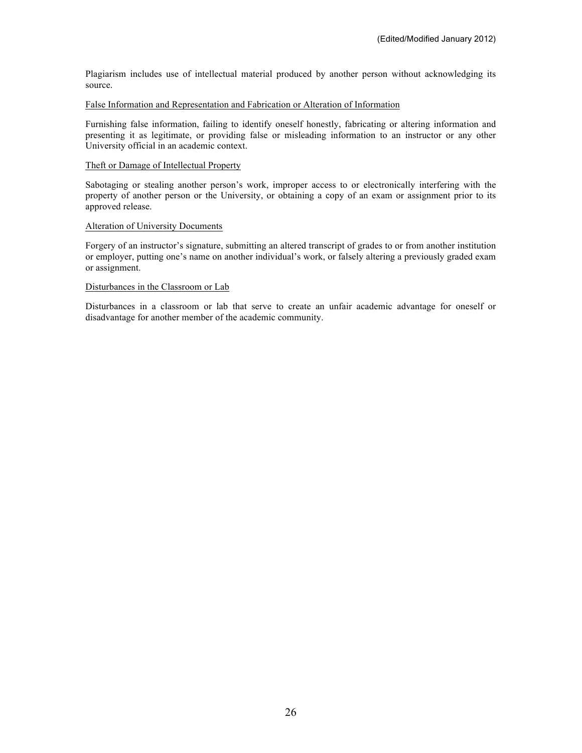Plagiarism includes use of intellectual material produced by another person without acknowledging its source.

<u>False Information and Representation and Fabrication or Alteration of Information</u>

Furnishing false information, failing to identify oneself honestly, fabricating or altering information and presenting it as legitimate, or providing false or misleading information to an instructor or any other University official in an academic context.

<u>Theft or Damage of Intellectual Property</u>

Sabotaging or stealing another person's work, improper access to or electronically interfering with the property of another person or the University, or obtaining a copy of an exam or assignment prior to its approved release.

<u>Alteration of University Documents</u>

Forgery of an instructor's signature, submitting an altered transcript of grades to or from another institution or employer, putting one's name on another individual's work, or falsely altering a previously graded exam or assignment.

<u>Disturbances in the Classroom or Lab</u>

Disturbances in a classroom or lab that serve to create an unfair academic advantage for oneself or disadvantage for another member of the academic community.